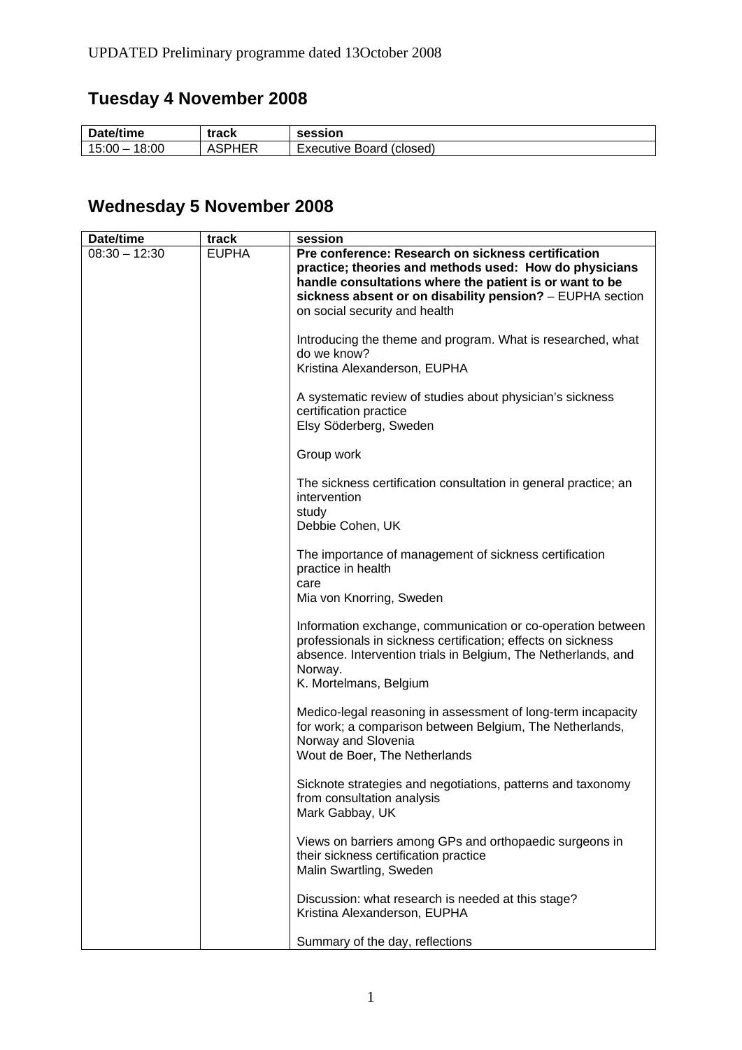UPDATED Preliminary programme dated 13October 2008

## Tuesday 4 November 2008

| Date/time | track | session |
| --- | --- | --- |
| 15:00 – 18:00 | ASPHER | Executive Board (closed) |

## Wednesday 5 November 2008

| Date/time | track | session |
| --- | --- | --- |
| 08:30 – 12:30 | EUPHA | **Pre conference: Research on sickness certification practice; theories and methods used: How do physicians handle consultations where the patient is or want to be sickness absent or on disability pension?** – EUPHA section on social security and health<br><br>Introducing the theme and program. What is researched, what do we know?<br>Kristina Alexanderson, EUPHA<br><br>A systematic review of studies about physician's sickness certification practice<br>Elsy Söderberg, Sweden<br><br>Group work<br><br>The sickness certification consultation in general practice; an intervention<br>study<br>Debbie Cohen, UK<br><br>The importance of management of sickness certification practice in health<br>care<br>Mia von Knorring, Sweden<br><br>Information exchange, communication or co-operation between professionals in sickness certification; effects on sickness absence. Intervention trials in Belgium, The Netherlands, and Norway.<br>K. Mortelmans, Belgium<br><br>Medico-legal reasoning in assessment of long-term incapacity for work; a comparison between Belgium, The Netherlands, Norway and Slovenia<br>Wout de Boer, The Netherlands<br><br>Sicknote strategies and negotiations, patterns and taxonomy from consultation analysis<br>Mark Gabbay, UK<br><br>Views on barriers among GPs and orthopaedic surgeons in their sickness certification practice<br>Malin Swartling, Sweden<br><br>Discussion: what research is needed at this stage?<br>Kristina Alexanderson, EUPHA<br><br>Summary of the day, reflections |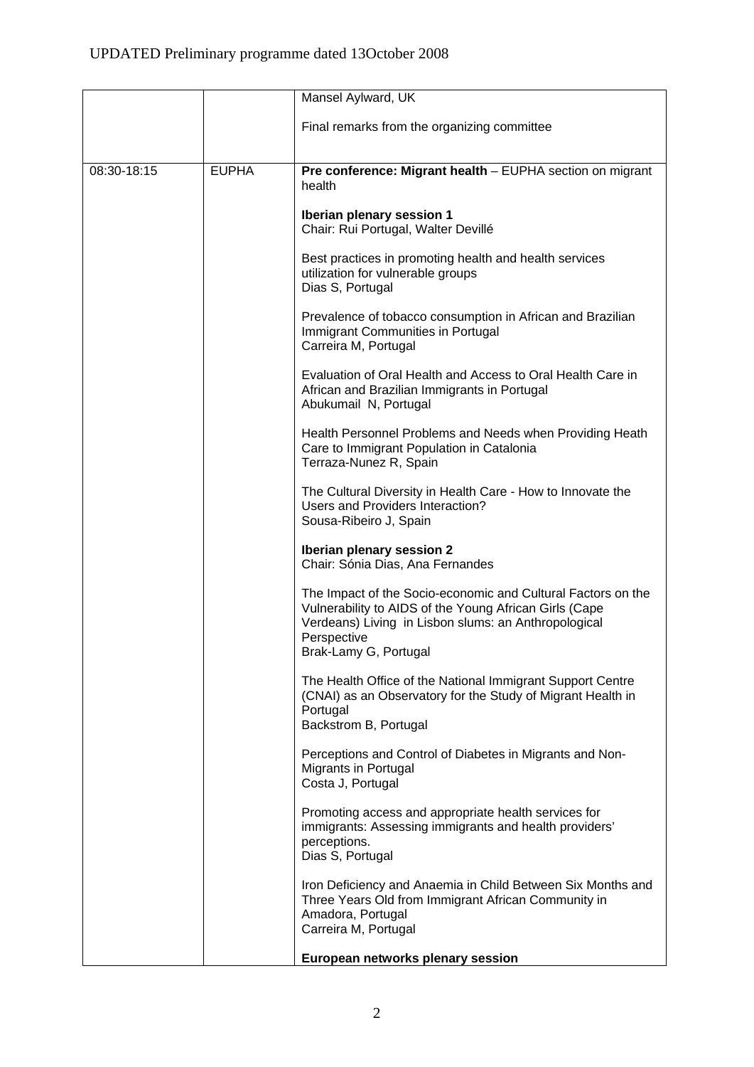UPDATED Preliminary programme dated 13October 2008

| | | |
|---|---|---|
| | | Mansel Aylward, UK<br><br>Final remarks from the organizing committee |
| 08:30-18:15 | EUPHA | **Pre conference: Migrant health** – EUPHA section on migrant health<br><br>**Iberian plenary session 1**<br>Chair: Rui Portugal, Walter Devillé<br><br>Best practices in promoting health and health services utilization for vulnerable groups<br>Dias S, Portugal<br><br>Prevalence of tobacco consumption in African and Brazilian Immigrant Communities in Portugal<br>Carreira M, Portugal<br><br>Evaluation of Oral Health and Access to Oral Health Care in African and Brazilian Immigrants in Portugal<br>Abukumail N, Portugal<br><br>Health Personnel Problems and Needs when Providing Heath Care to Immigrant Population in Catalonia<br>Terraza-Nunez R, Spain<br><br>The Cultural Diversity in Health Care - How to Innovate the Users and Providers Interaction?<br>Sousa-Ribeiro J, Spain<br><br>**Iberian plenary session 2**<br>Chair: Sónia Dias, Ana Fernandes<br><br>The Impact of the Socio-economic and Cultural Factors on the Vulnerability to AIDS of the Young African Girls (Cape Verdeans) Living in Lisbon slums: an Anthropological Perspective<br>Brak-Lamy G, Portugal<br><br>The Health Office of the National Immigrant Support Centre (CNAI) as an Observatory for the Study of Migrant Health in Portugal<br>Backstrom B, Portugal<br><br>Perceptions and Control of Diabetes in Migrants and Non-Migrants in Portugal<br>Costa J, Portugal<br><br>Promoting access and appropriate health services for immigrants: Assessing immigrants and health providers' perceptions.<br>Dias S, Portugal<br><br>Iron Deficiency and Anaemia in Child Between Six Months and Three Years Old from Immigrant African Community in Amadora, Portugal<br>Carreira M, Portugal<br><br>**European networks plenary session** |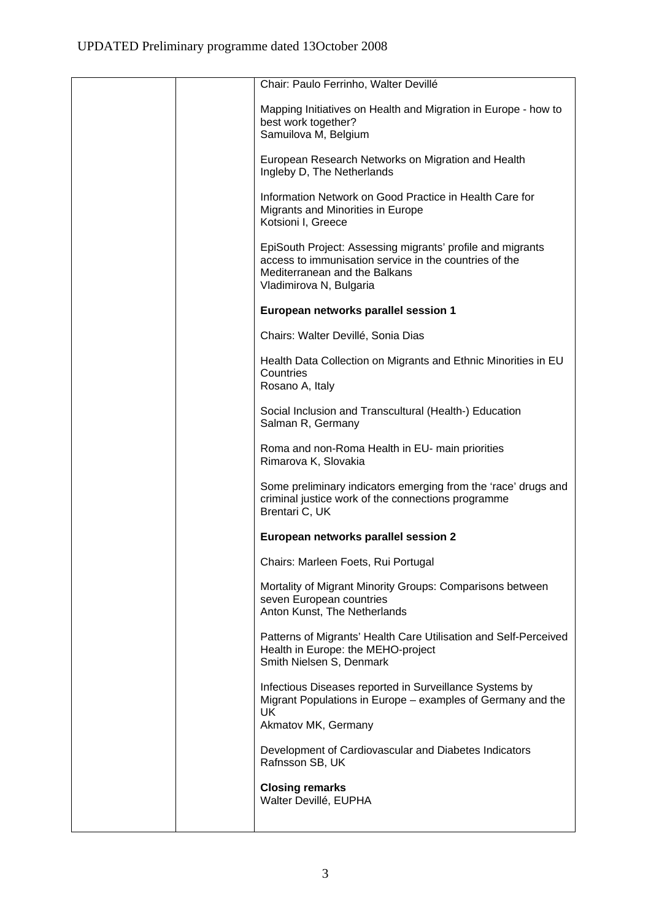| | | Chair: Paulo Ferrinho, Walter Devillé<br><br>Mapping Initiatives on Health and Migration in Europe - how to best work together?<br>Samuilova M, Belgium<br><br>European Research Networks on Migration and Health<br>Ingleby D, The Netherlands<br><br>Information Network on Good Practice in Health Care for Migrants and Minorities in Europe<br>Kotsioni I, Greece<br><br>EpiSouth Project: Assessing migrants' profile and migrants access to immunisation service in the countries of the Mediterranean and the Balkans<br>Vladimirova N, Bulgaria<br><br>**European networks parallel session 1**<br><br>Chairs: Walter Devillé, Sonia Dias<br><br>Health Data Collection on Migrants and Ethnic Minorities in EU Countries<br>Rosano A, Italy<br><br>Social Inclusion and Transcultural (Health-) Education<br>Salman R, Germany<br><br>Roma and non-Roma Health in EU- main priorities<br>Rimarova K, Slovakia<br><br>Some preliminary indicators emerging from the 'race' drugs and criminal justice work of the connections programme<br>Brentari C, UK<br><br>**European networks parallel session 2**<br><br>Chairs: Marleen Foets, Rui Portugal<br><br>Mortality of Migrant Minority Groups: Comparisons between seven European countries<br>Anton Kunst, The Netherlands<br><br>Patterns of Migrants' Health Care Utilisation and Self-Perceived Health in Europe: the MEHO-project<br>Smith Nielsen S, Denmark<br><br>Infectious Diseases reported in Surveillance Systems by Migrant Populations in Europe – examples of Germany and the UK<br>Akmatov MK, Germany<br><br>Development of Cardiovascular and Diabetes Indicators<br>Rafnsson SB, UK<br><br>**Closing remarks**<br>Walter Devillé, EUPHA |
|---|---|---|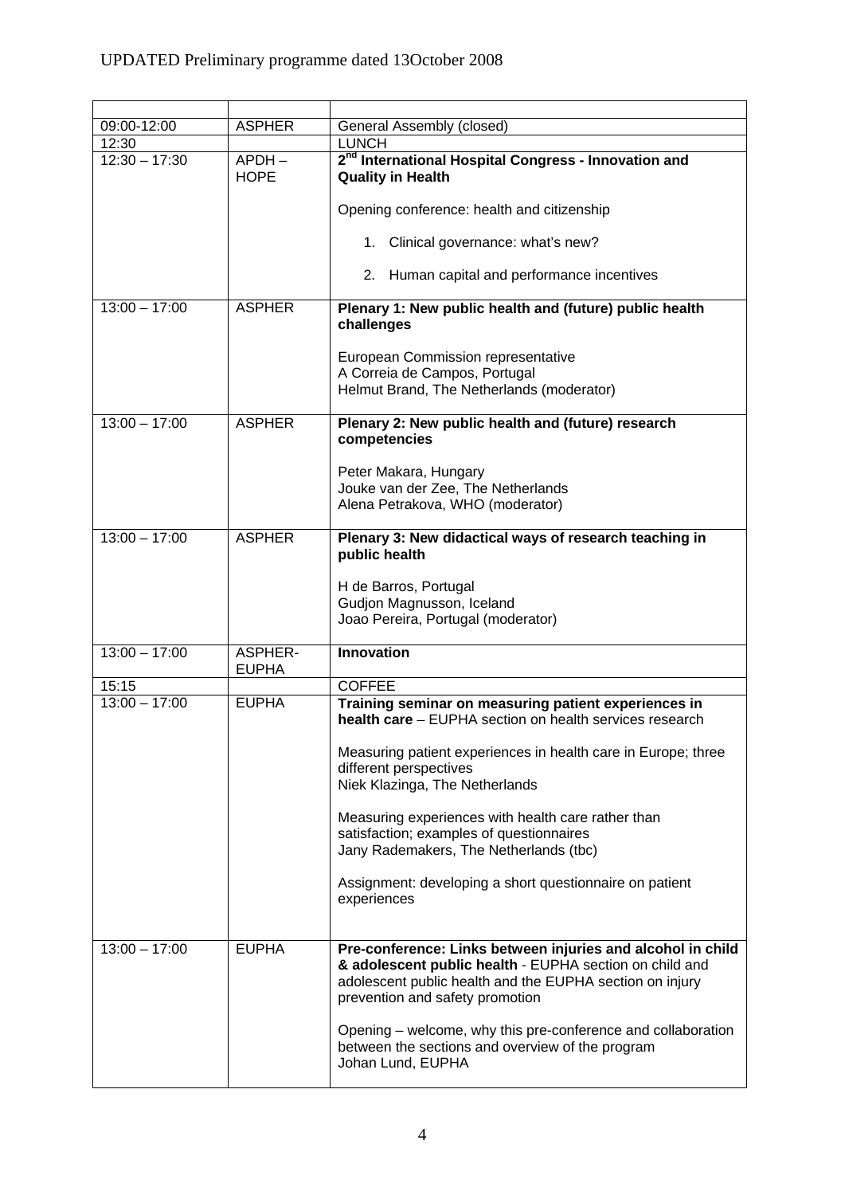UPDATED Preliminary programme dated 13October 2008

| | | |
|---|---|---|
| 09:00-12:00 | ASPHER | General Assembly (closed) |
| 12:30 | | LUNCH |
| 12:30 – 17:30 | APDH – HOPE | **2nd International Hospital Congress - Innovation and Quality in Health**<br><br>Opening conference: health and citizenship<br><br>1. Clinical governance: what's new?<br><br>2. Human capital and performance incentives |
| 13:00 – 17:00 | ASPHER | **Plenary 1: New public health and (future) public health challenges**<br><br>European Commission representative<br>A Correia de Campos, Portugal<br>Helmut Brand, The Netherlands (moderator) |
| 13:00 – 17:00 | ASPHER | **Plenary 2: New public health and (future) research competencies**<br><br>Peter Makara, Hungary<br>Jouke van der Zee, The Netherlands<br>Alena Petrakova, WHO (moderator) |
| 13:00 – 17:00 | ASPHER | **Plenary 3: New didactical ways of research teaching in public health**<br><br>H de Barros, Portugal<br>Gudjon Magnusson, Iceland<br>Joao Pereira, Portugal (moderator) |
| 13:00 – 17:00 | ASPHER-EUPHA | **Innovation** |
| 15:15 | | COFFEE |
| 13:00 – 17:00 | EUPHA | **Training seminar on measuring patient experiences in health care** – EUPHA section on health services research<br><br>Measuring patient experiences in health care in Europe; three different perspectives<br>Niek Klazinga, The Netherlands<br><br>Measuring experiences with health care rather than satisfaction; examples of questionnaires<br>Jany Rademakers, The Netherlands (tbc)<br><br>Assignment: developing a short questionnaire on patient experiences |
| 13:00 – 17:00 | EUPHA | **Pre-conference: Links between injuries and alcohol in child & adolescent public health** - EUPHA section on child and adolescent public health and the EUPHA section on injury prevention and safety promotion<br><br>Opening – welcome, why this pre-conference and collaboration between the sections and overview of the program<br>Johan Lund, EUPHA |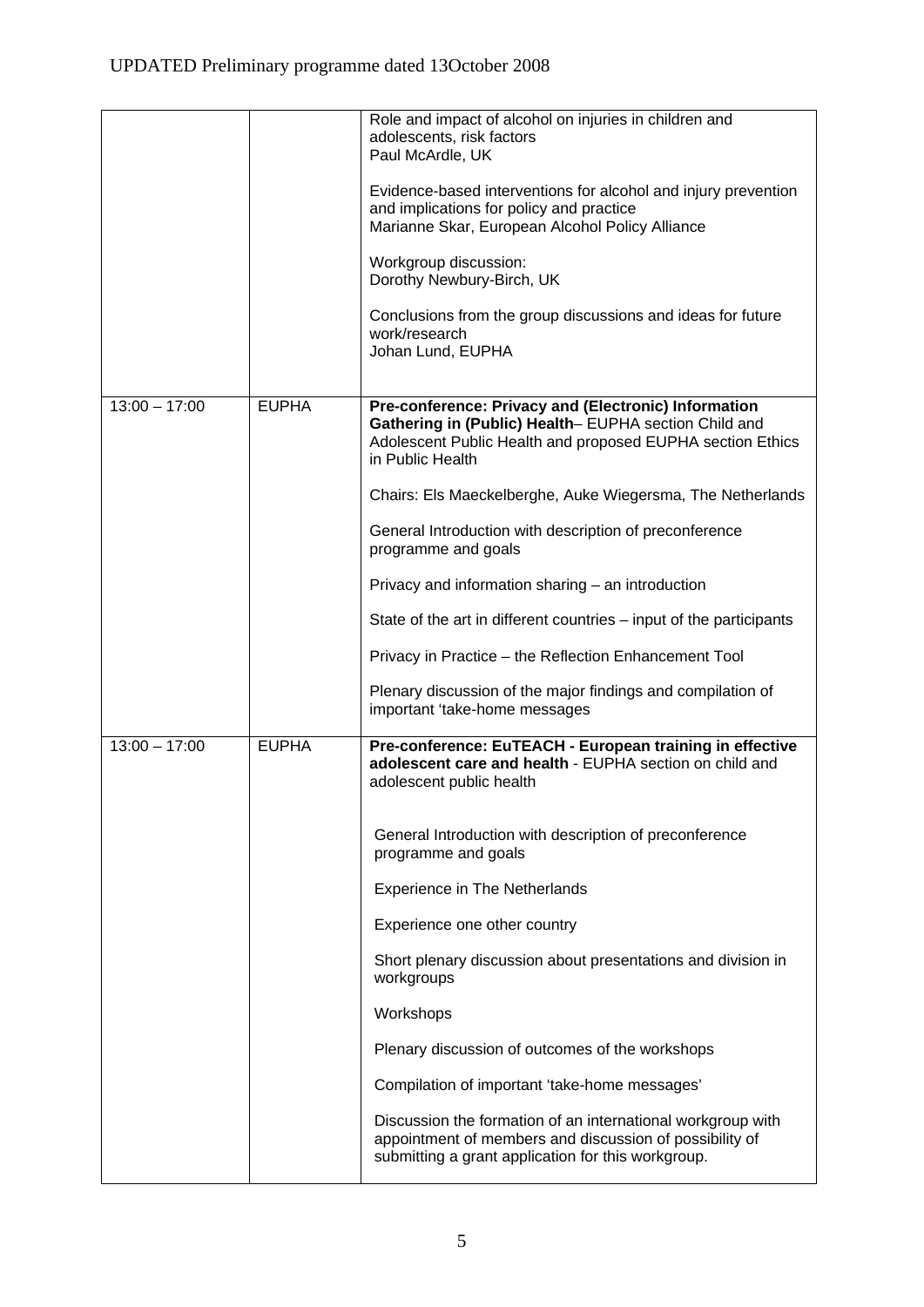UPDATED Preliminary programme dated 13October 2008

| | | |
|---|---|---|
| | | Role and impact of alcohol on injuries in children and adolescents, risk factors<br>Paul McArdle, UK<br><br>Evidence-based interventions for alcohol and injury prevention and implications for policy and practice<br>Marianne Skar, European Alcohol Policy Alliance<br><br>Workgroup discussion:<br>Dorothy Newbury-Birch, UK<br><br>Conclusions from the group discussions and ideas for future work/research<br>Johan Lund, EUPHA |
| 13:00 – 17:00 | EUPHA | **Pre-conference: Privacy and (Electronic) Information Gathering in (Public) Health**– EUPHA section Child and Adolescent Public Health and proposed EUPHA section Ethics in Public Health<br><br>Chairs: Els Maeckelberghe, Auke Wiegersma, The Netherlands<br><br>General Introduction with description of preconference programme and goals<br><br>Privacy and information sharing – an introduction<br><br>State of the art in different countries – input of the participants<br><br>Privacy in Practice – the Reflection Enhancement Tool<br><br>Plenary discussion of the major findings and compilation of important 'take-home messages |
| 13:00 – 17:00 | EUPHA | **Pre-conference: EuTEACH - European training in effective adolescent care and health** - EUPHA section on child and adolescent public health<br><br>General Introduction with description of preconference programme and goals<br><br>Experience in The Netherlands<br><br>Experience one other country<br><br>Short plenary discussion about presentations and division in workgroups<br><br>Workshops<br><br>Plenary discussion of outcomes of the workshops<br><br>Compilation of important 'take-home messages'<br><br>Discussion the formation of an international workgroup with appointment of members and discussion of possibility of submitting a grant application for this workgroup. |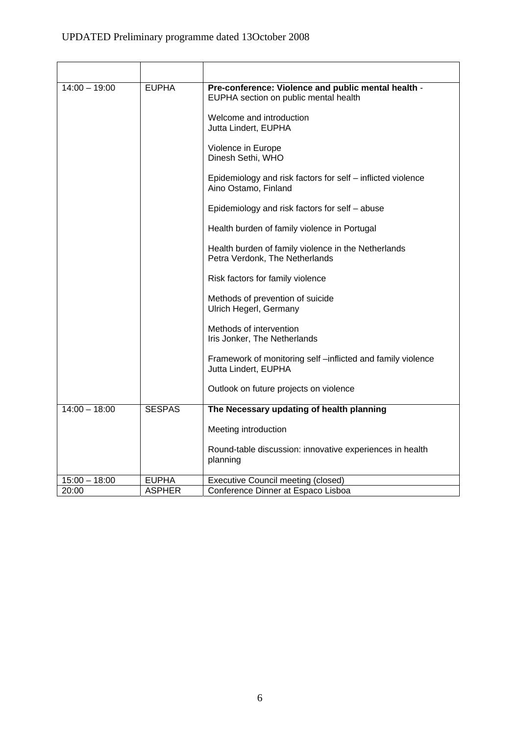| | | |
|---|---|---|
| 14:00 – 19:00 | EUPHA | **Pre-conference: Violence and public mental health** - EUPHA section on public mental health<br><br>Welcome and introduction<br>Jutta Lindert, EUPHA<br><br>Violence in Europe<br>Dinesh Sethi, WHO<br><br>Epidemiology and risk factors for self – inflicted violence<br>Aino Ostamo, Finland<br><br>Epidemiology and risk factors for self – abuse<br><br>Health burden of family violence in Portugal<br><br>Health burden of family violence in the Netherlands<br>Petra Verdonk, The Netherlands<br><br>Risk factors for family violence<br><br>Methods of prevention of suicide<br>Ulrich Hegerl, Germany<br><br>Methods of intervention<br>Iris Jonker, The Netherlands<br><br>Framework of monitoring self –inflicted and family violence<br>Jutta Lindert, EUPHA<br><br>Outlook on future projects on violence |
| 14:00 – 18:00 | SESPAS | **The Necessary updating of health planning**<br><br>Meeting introduction<br><br>Round-table discussion: innovative experiences in health planning |
| 15:00 – 18:00 | EUPHA | Executive Council meeting (closed) |
| 20:00 | ASPHER | Conference Dinner at Espaco Lisboa |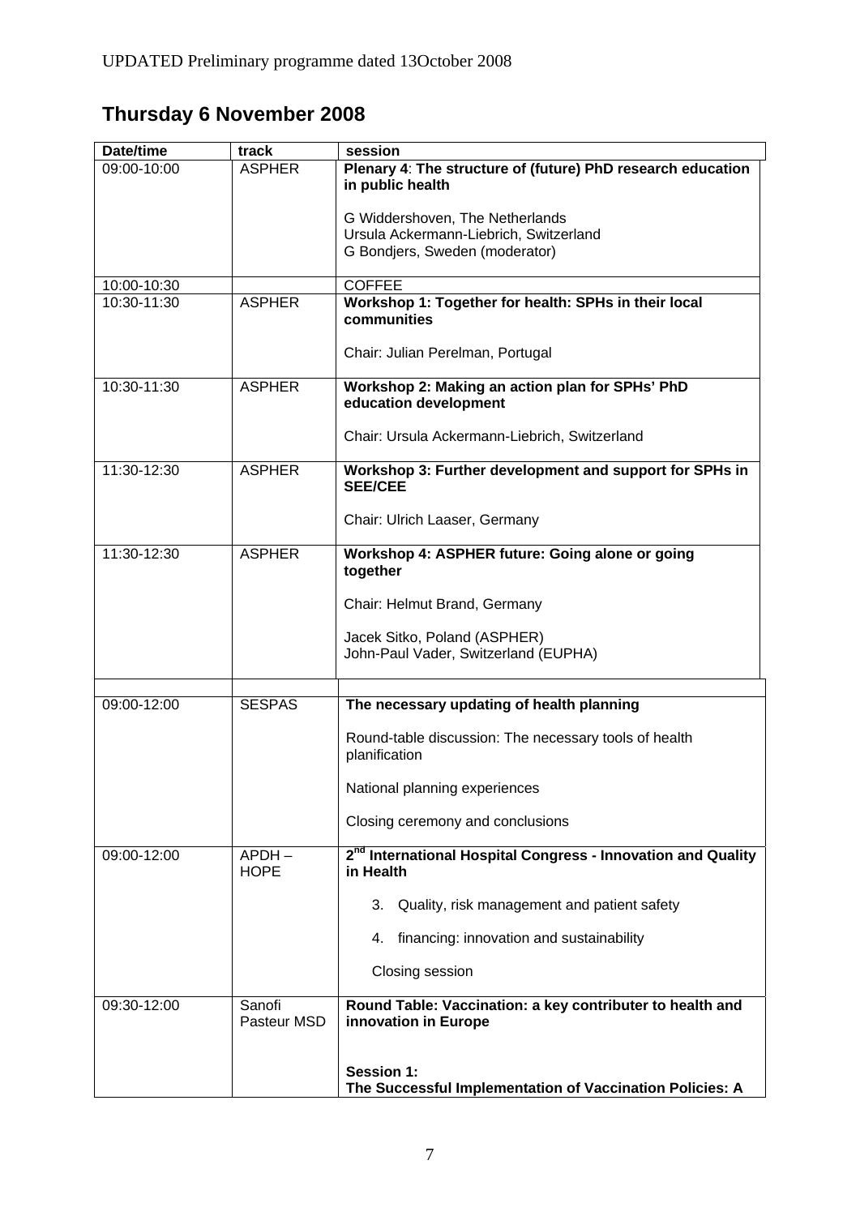UPDATED Preliminary programme dated 13October 2008

## Thursday 6 November 2008

| Date/time | track | session |
|---|---|---|
| 09:00-10:00 | ASPHER | **Plenary 4**: **The structure of (future) PhD research education in public health**<br><br>G Widdershoven, The Netherlands<br>Ursula Ackermann-Liebrich, Switzerland<br>G Bondjers, Sweden (moderator) |
| 10:00-10:30 | | COFFEE |
| 10:30-11:30 | ASPHER | **Workshop 1: Together for health: SPHs in their local communities**<br><br>Chair: Julian Perelman, Portugal |
| 10:30-11:30 | ASPHER | **Workshop 2: Making an action plan for SPHs' PhD education development**<br><br>Chair: Ursula Ackermann-Liebrich, Switzerland |
| 11:30-12:30 | ASPHER | **Workshop 3: Further development and support for SPHs in SEE/CEE**<br><br>Chair: Ulrich Laaser, Germany |
| 11:30-12:30 | ASPHER | **Workshop 4: ASPHER future: Going alone or going together**<br><br>Chair: Helmut Brand, Germany<br><br>Jacek Sitko, Poland (ASPHER)<br>John-Paul Vader, Switzerland (EUPHA) |
| | | |
| 09:00-12:00 | SESPAS | **The necessary updating of health planning**<br><br>Round-table discussion: The necessary tools of health planification<br><br>National planning experiences<br><br>Closing ceremony and conclusions |
| 09:00-12:00 | APDH – HOPE | **2nd International Hospital Congress - Innovation and Quality in Health**<br><br>3. Quality, risk management and patient safety<br><br>4. financing: innovation and sustainability<br><br>Closing session |
| 09:30-12:00 | Sanofi Pasteur MSD | **Round Table: Vaccination: a key contributer to health and innovation in Europe**<br><br>**Session 1:**<br>**The Successful Implementation of Vaccination Policies: A** |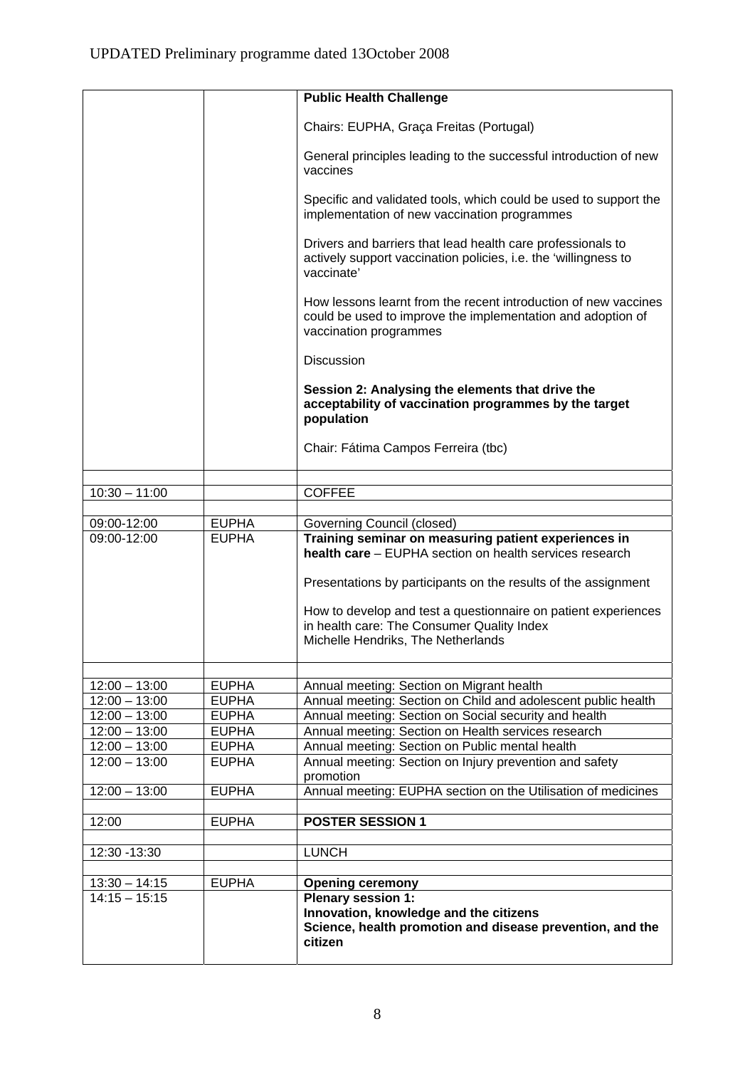UPDATED Preliminary programme dated 13October 2008

| | | |
|---|---|---|
| | | **Public Health Challenge**<br><br>Chairs: EUPHA, Graça Freitas (Portugal)<br><br>General principles leading to the successful introduction of new vaccines<br><br>Specific and validated tools, which could be used to support the implementation of new vaccination programmes<br><br>Drivers and barriers that lead health care professionals to actively support vaccination policies, i.e. the 'willingness to vaccinate'<br><br>How lessons learnt from the recent introduction of new vaccines could be used to improve the implementation and adoption of vaccination programmes<br><br>Discussion<br><br>**Session 2: Analysing the elements that drive the acceptability of vaccination programmes by the target population**<br><br>Chair: Fátima Campos Ferreira (tbc) |
| | | |
| 10:30 – 11:00 | | COFFEE |
| | | |
| 09:00-12:00 | EUPHA | Governing Council (closed) |
| 09:00-12:00 | EUPHA | **Training seminar on measuring patient experiences in health care** – EUPHA section on health services research<br><br>Presentations by participants on the results of the assignment<br><br>How to develop and test a questionnaire on patient experiences in health care: The Consumer Quality Index<br>Michelle Hendriks, The Netherlands |
| | | |
| 12:00 – 13:00 | EUPHA | Annual meeting: Section on Migrant health |
| 12:00 – 13:00 | EUPHA | Annual meeting: Section on Child and adolescent public health |
| 12:00 – 13:00 | EUPHA | Annual meeting: Section on Social security and health |
| 12:00 – 13:00 | EUPHA | Annual meeting: Section on Health services research |
| 12:00 – 13:00 | EUPHA | Annual meeting: Section on Public mental health |
| 12:00 – 13:00 | EUPHA | Annual meeting: Section on Injury prevention and safety promotion |
| 12:00 – 13:00 | EUPHA | Annual meeting: EUPHA section on the Utilisation of medicines |
| | | |
| 12:00 | EUPHA | **POSTER SESSION 1** |
| | | |
| 12:30 -13:30 | | LUNCH |
| | | |
| 13:30 – 14:15 | EUPHA | **Opening ceremony** |
| 14:15 – 15:15 | | **Plenary session 1:**<br>**Innovation, knowledge and the citizens**<br>**Science, health promotion and disease prevention, and the citizen** |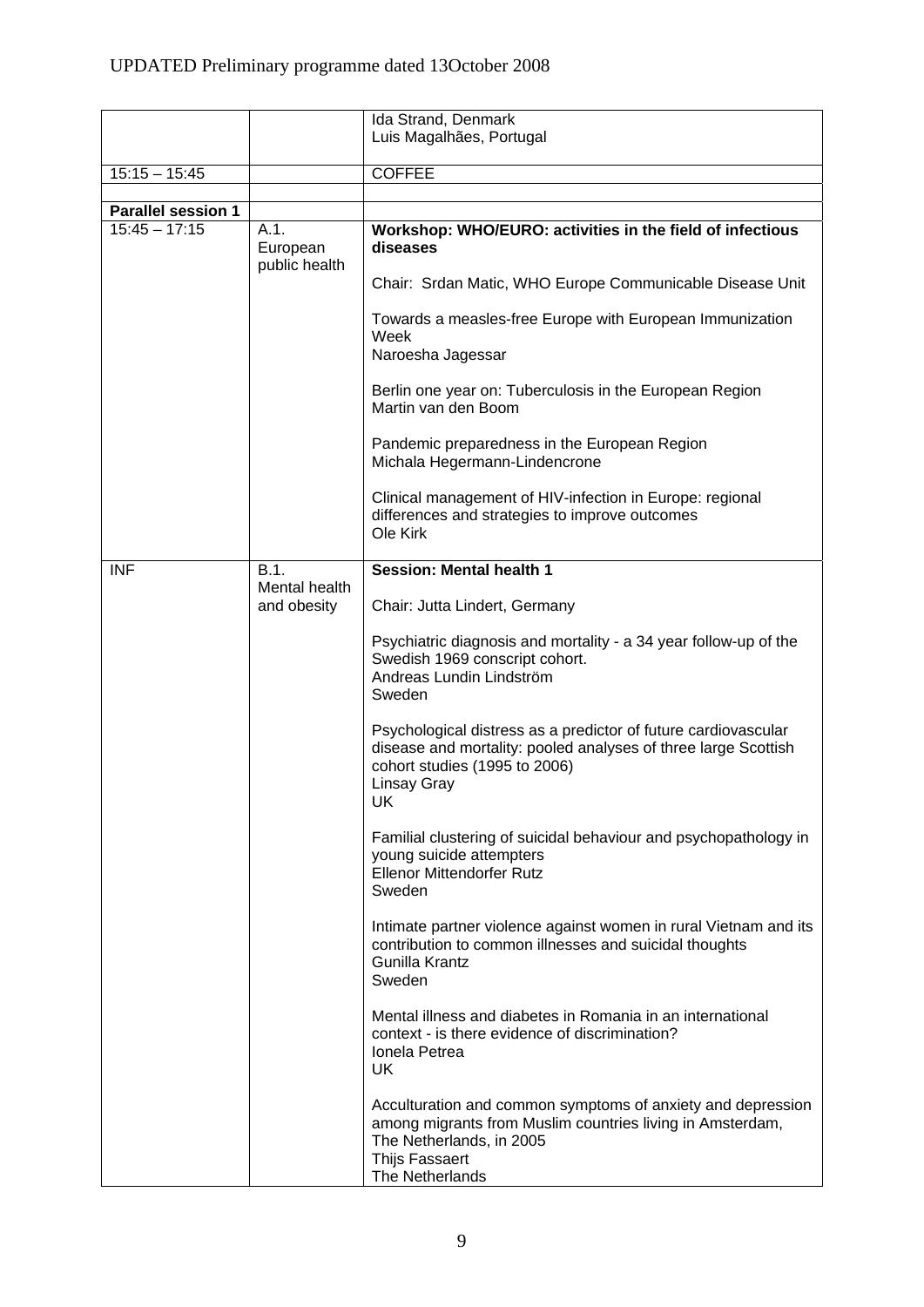UPDATED Preliminary programme dated 13October 2008

| | | |
|---|---|---|
| | | Ida Strand, Denmark<br>Luis Magalhães, Portugal |
| 15:15 – 15:45 | | COFFEE |
| | | |
| **Parallel session 1** | | |
| 15:45 – 17:15 | A.1. European public health | **Workshop: WHO/EURO: activities in the field of infectious diseases**<br><br>Chair: Srdan Matic, WHO Europe Communicable Disease Unit<br><br>Towards a measles-free Europe with European Immunization Week<br>Naroesha Jagessar<br><br>Berlin one year on: Tuberculosis in the European Region<br>Martin van den Boom<br><br>Pandemic preparedness in the European Region<br>Michala Hegermann-Lindencrone<br><br>Clinical management of HIV-infection in Europe: regional differences and strategies to improve outcomes<br>Ole Kirk |
| INF | B.1. Mental health and obesity | **Session: Mental health 1**<br><br>Chair: Jutta Lindert, Germany<br><br>Psychiatric diagnosis and mortality - a 34 year follow-up of the Swedish 1969 conscript cohort.<br>Andreas Lundin Lindström<br>Sweden<br><br>Psychological distress as a predictor of future cardiovascular disease and mortality: pooled analyses of three large Scottish cohort studies (1995 to 2006)<br>Linsay Gray<br>UK<br><br>Familial clustering of suicidal behaviour and psychopathology in young suicide attempters<br>Ellenor Mittendorfer Rutz<br>Sweden<br><br>Intimate partner violence against women in rural Vietnam and its contribution to common illnesses and suicidal thoughts<br>Gunilla Krantz<br>Sweden<br><br>Mental illness and diabetes in Romania in an international context - is there evidence of discrimination?<br>Ionela Petrea<br>UK<br><br>Acculturation and common symptoms of anxiety and depression among migrants from Muslim countries living in Amsterdam, The Netherlands, in 2005<br>Thijs Fassaert<br>The Netherlands |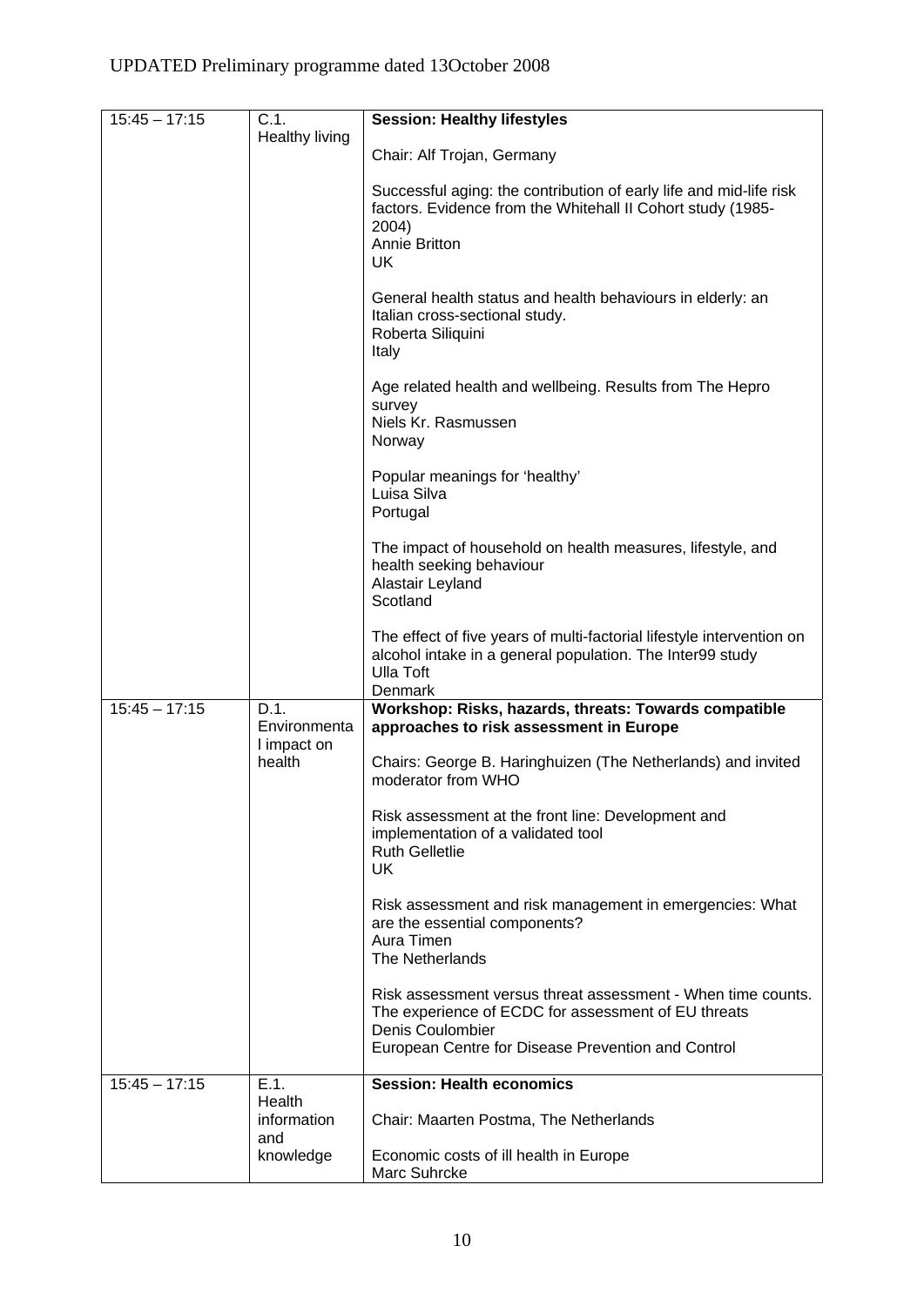| 15:45 – 17:15 | C.1. Healthy living | **Session: Healthy lifestyles**<br><br>Chair: Alf Trojan, Germany<br><br>Successful aging: the contribution of early life and mid-life risk factors. Evidence from the Whitehall II Cohort study (1985-2004)<br>Annie Britton<br>UK<br><br>General health status and health behaviours in elderly: an Italian cross-sectional study.<br>Roberta Siliquini<br>Italy<br><br>Age related health and wellbeing. Results from The Hepro survey<br>Niels Kr. Rasmussen<br>Norway<br><br>Popular meanings for 'healthy'<br>Luisa Silva<br>Portugal<br><br>The impact of household on health measures, lifestyle, and health seeking behaviour<br>Alastair Leyland<br>Scotland<br><br>The effect of five years of multi-factorial lifestyle intervention on alcohol intake in a general population. The Inter99 study<br>Ulla Toft<br>Denmark |
|---|---|---|
| 15:45 – 17:15 | D.1. Environmental impact on health | **Workshop: Risks, hazards, threats: Towards compatible approaches to risk assessment in Europe**<br><br>Chairs: George B. Haringhuizen (The Netherlands) and invited moderator from WHO<br><br>Risk assessment at the front line: Development and implementation of a validated tool<br>Ruth Gelletlie<br>UK<br><br>Risk assessment and risk management in emergencies: What are the essential components?<br>Aura Timen<br>The Netherlands<br><br>Risk assessment versus threat assessment - When time counts. The experience of ECDC for assessment of EU threats<br>Denis Coulombier<br>European Centre for Disease Prevention and Control |
| 15:45 – 17:15 | E.1. Health information and knowledge | **Session: Health economics**<br><br>Chair: Maarten Postma, The Netherlands<br><br>Economic costs of ill health in Europe<br>Marc Suhrcke |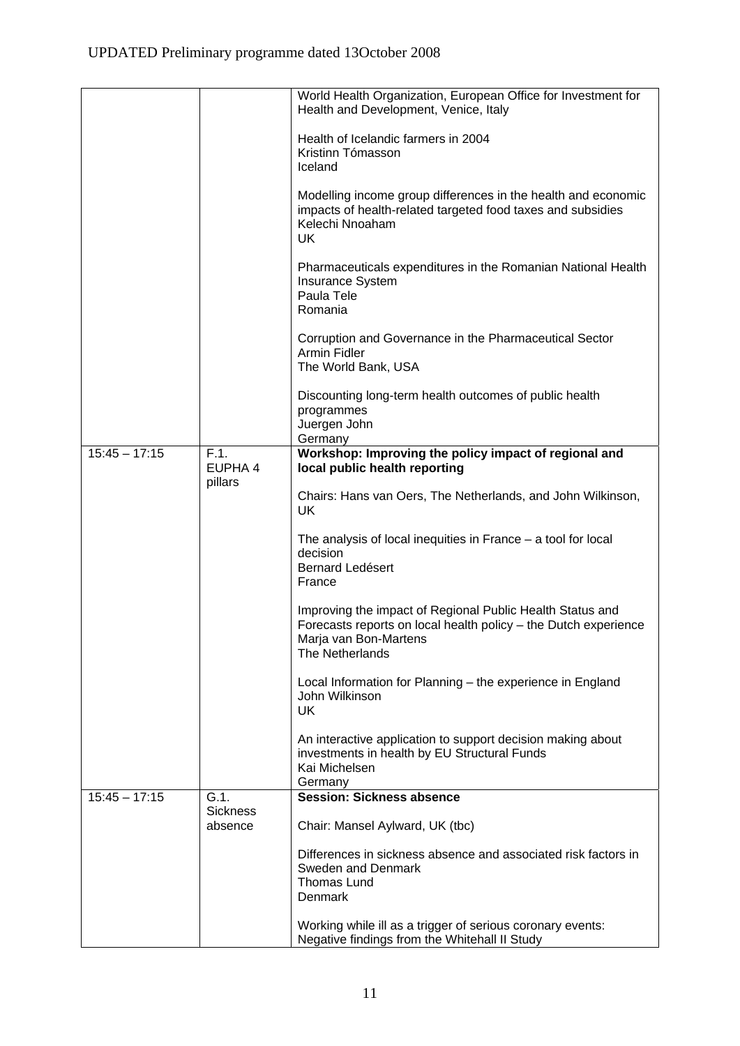| | | |
|---|---|---|
| | | World Health Organization, European Office for Investment for Health and Development, Venice, Italy<br><br>Health of Icelandic farmers in 2004<br>Kristinn Tómasson<br>Iceland<br><br>Modelling income group differences in the health and economic impacts of health-related targeted food taxes and subsidies<br>Kelechi Nnoaham<br>UK<br><br>Pharmaceuticals expenditures in the Romanian National Health Insurance System<br>Paula Tele<br>Romania<br><br>Corruption and Governance in the Pharmaceutical Sector<br>Armin Fidler<br>The World Bank, USA<br><br>Discounting long-term health outcomes of public health programmes<br>Juergen John<br>Germany |
| 15:45 – 17:15 | F.1. EUPHA 4 pillars | **Workshop: Improving the policy impact of regional and local public health reporting**<br><br>Chairs: Hans van Oers, The Netherlands, and John Wilkinson, UK<br><br>The analysis of local inequities in France – a tool for local decision<br>Bernard Ledésert<br>France<br><br>Improving the impact of Regional Public Health Status and Forecasts reports on local health policy – the Dutch experience<br>Marja van Bon-Martens<br>The Netherlands<br><br>Local Information for Planning – the experience in England<br>John Wilkinson<br>UK<br><br>An interactive application to support decision making about investments in health by EU Structural Funds<br>Kai Michelsen<br>Germany |
| 15:45 – 17:15 | G.1. Sickness absence | **Session: Sickness absence**<br><br>Chair: Mansel Aylward, UK (tbc)<br><br>Differences in sickness absence and associated risk factors in Sweden and Denmark<br>Thomas Lund<br>Denmark<br><br>Working while ill as a trigger of serious coronary events: Negative findings from the Whitehall II Study |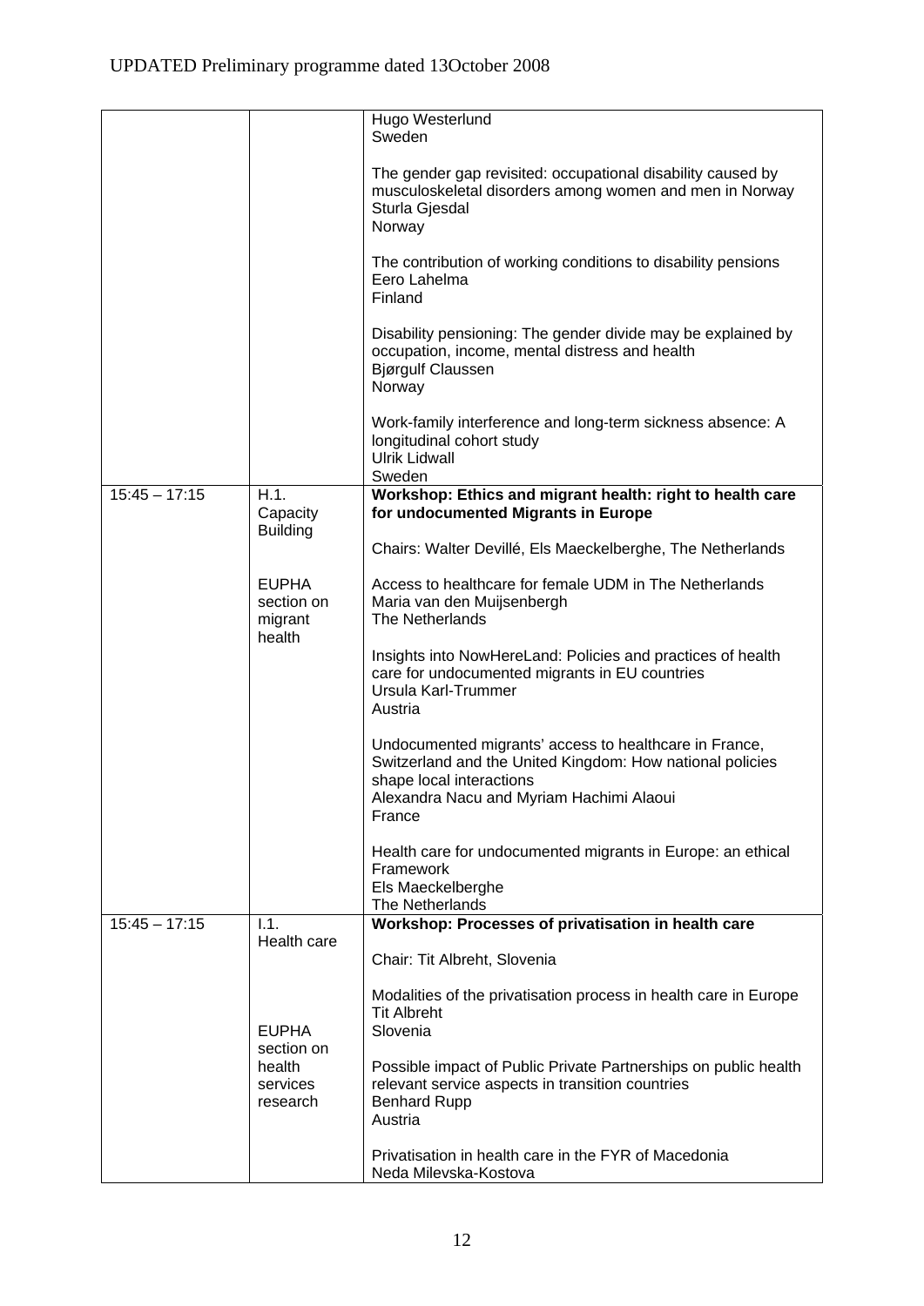| | | |
|---|---|---|
| | | Hugo Westerlund<br>Sweden<br><br>The gender gap revisited: occupational disability caused by musculoskeletal disorders among women and men in Norway<br>Sturla Gjesdal<br>Norway<br><br>The contribution of working conditions to disability pensions<br>Eero Lahelma<br>Finland<br><br>Disability pensioning: The gender divide may be explained by occupation, income, mental distress and health<br>Bjørgulf Claussen<br>Norway<br><br>Work-family interference and long-term sickness absence: A longitudinal cohort study<br>Ulrik Lidwall<br>Sweden |
| 15:45 – 17:15 | H.1.<br>Capacity Building<br><br>EUPHA section on migrant health | **Workshop: Ethics and migrant health: right to health care for undocumented Migrants in Europe**<br><br>Chairs: Walter Devillé, Els Maeckelberghe, The Netherlands<br><br>Access to healthcare for female UDM in The Netherlands<br>Maria van den Muijsenbergh<br>The Netherlands<br><br>Insights into NowHereLand: Policies and practices of health care for undocumented migrants in EU countries<br>Ursula Karl-Trummer<br>Austria<br><br>Undocumented migrants' access to healthcare in France, Switzerland and the United Kingdom: How national policies shape local interactions<br>Alexandra Nacu and Myriam Hachimi Alaoui<br>France<br><br>Health care for undocumented migrants in Europe: an ethical Framework<br>Els Maeckelberghe<br>The Netherlands |
| 15:45 – 17:15 | I.1.<br>Health care<br><br>EUPHA section on health services research | **Workshop: Processes of privatisation in health care**<br><br>Chair: Tit Albreht, Slovenia<br><br>Modalities of the privatisation process in health care in Europe<br>Tit Albreht<br>Slovenia<br><br>Possible impact of Public Private Partnerships on public health relevant service aspects in transition countries<br>Benhard Rupp<br>Austria<br><br>Privatisation in health care in the FYR of Macedonia<br>Neda Milevska-Kostova |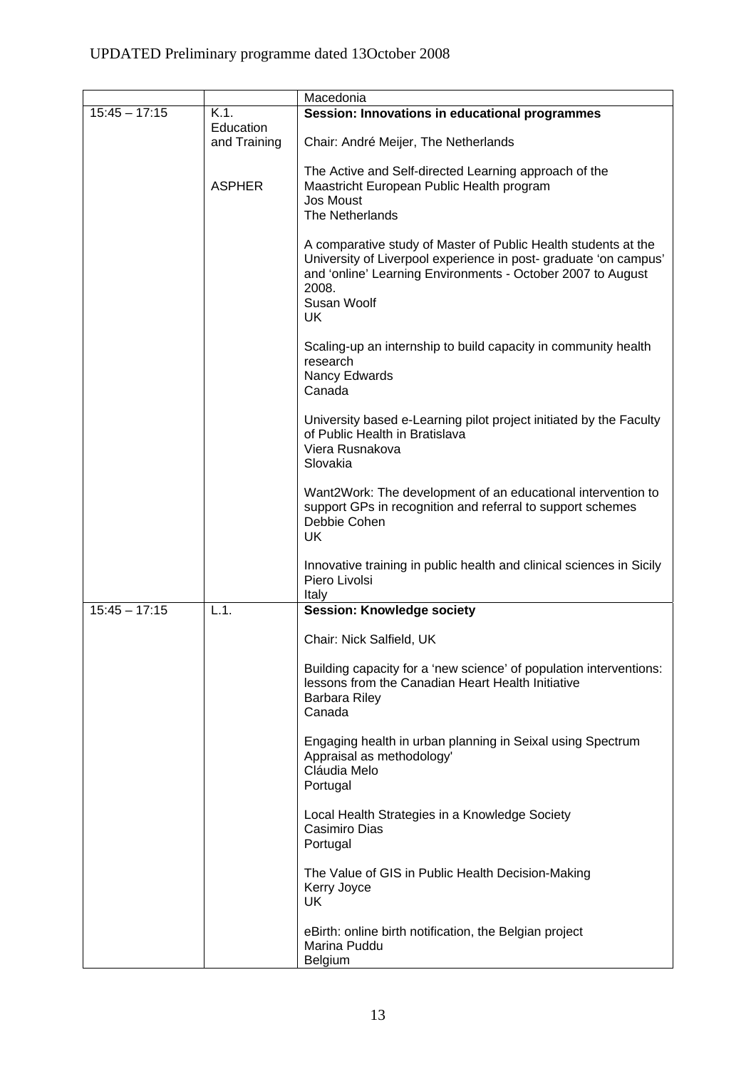UPDATED Preliminary programme dated 13October 2008

| | | |
|---|---|---|
| | | Macedonia |
| 15:45 – 17:15 | K.1. Education and Training<br><br>ASPHER | **Session: Innovations in educational programmes**<br><br>Chair: André Meijer, The Netherlands<br><br>The Active and Self-directed Learning approach of the Maastricht European Public Health program<br>Jos Moust<br>The Netherlands<br><br>A comparative study of Master of Public Health students at the University of Liverpool experience in post- graduate 'on campus' and 'online' Learning Environments - October 2007 to August 2008.<br>Susan Woolf<br>UK<br><br>Scaling-up an internship to build capacity in community health research<br>Nancy Edwards<br>Canada<br><br>University based e-Learning pilot project initiated by the Faculty of Public Health in Bratislava<br>Viera Rusnakova<br>Slovakia<br><br>Want2Work: The development of an educational intervention to support GPs in recognition and referral to support schemes<br>Debbie Cohen<br>UK<br><br>Innovative training in public health and clinical sciences in Sicily<br>Piero Livolsi<br>Italy |
| 15:45 – 17:15 | L.1. | **Session: Knowledge society**<br><br>Chair: Nick Salfield, UK<br><br>Building capacity for a 'new science' of population interventions: lessons from the Canadian Heart Health Initiative<br>Barbara Riley<br>Canada<br><br>Engaging health in urban planning in Seixal using Spectrum Appraisal as methodology'<br>Cláudia Melo<br>Portugal<br><br>Local Health Strategies in a Knowledge Society<br>Casimiro Dias<br>Portugal<br><br>The Value of GIS in Public Health Decision-Making<br>Kerry Joyce<br>UK<br><br>eBirth: online birth notification, the Belgian project<br>Marina Puddu<br>Belgium |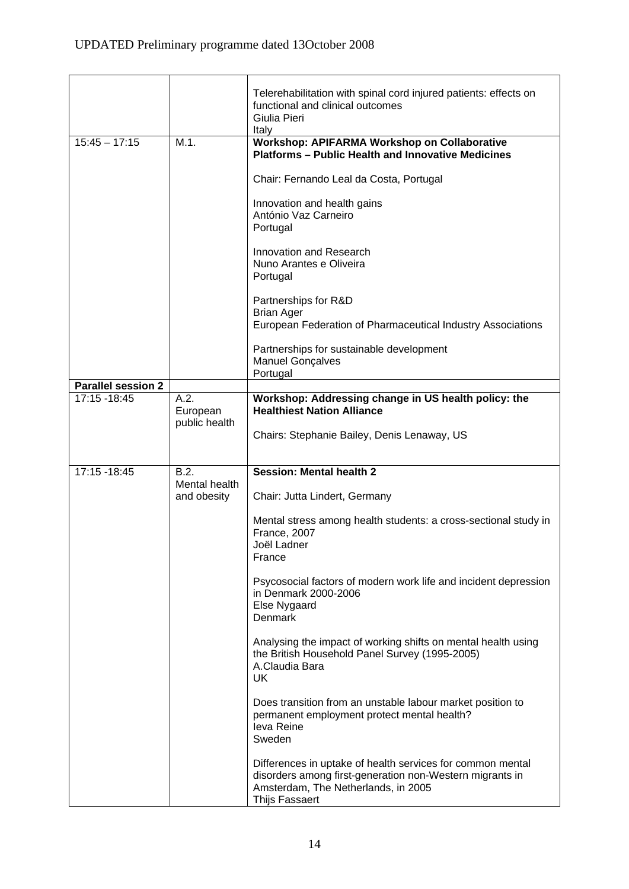UPDATED Preliminary programme dated 13October 2008

| | | |
|---|---|---|
| | | Telerehabilitation with spinal cord injured patients: effects on functional and clinical outcomes<br>Giulia Pieri<br>Italy |
| 15:45 – 17:15 | M.1. | **Workshop: APIFARMA Workshop on Collaborative Platforms – Public Health and Innovative Medicines**<br><br>Chair: Fernando Leal da Costa, Portugal<br><br>Innovation and health gains<br>António Vaz Carneiro<br>Portugal<br><br>Innovation and Research<br>Nuno Arantes e Oliveira<br>Portugal<br><br>Partnerships for R&D<br>Brian Ager<br>European Federation of Pharmaceutical Industry Associations<br><br>Partnerships for sustainable development<br>Manuel Gonçalves<br>Portugal |
| **Parallel session 2** | | |
| 17:15 -18:45 | A.2.<br>European public health | **Workshop: Addressing change in US health policy: the Healthiest Nation Alliance**<br><br>Chairs: Stephanie Bailey, Denis Lenaway, US |
| 17:15 -18:45 | B.2.<br>Mental health and obesity | **Session: Mental health 2**<br><br>Chair: Jutta Lindert, Germany<br><br>Mental stress among health students: a cross-sectional study in France, 2007<br>Joël Ladner<br>France<br><br>Psycosocial factors of modern work life and incident depression in Denmark 2000-2006<br>Else Nygaard<br>Denmark<br><br>Analysing the impact of working shifts on mental health using the British Household Panel Survey (1995-2005)<br>A.Claudia Bara<br>UK<br><br>Does transition from an unstable labour market position to permanent employment protect mental health?<br>Ieva Reine<br>Sweden<br><br>Differences in uptake of health services for common mental disorders among first-generation non-Western migrants in Amsterdam, The Netherlands, in 2005<br>Thijs Fassaert |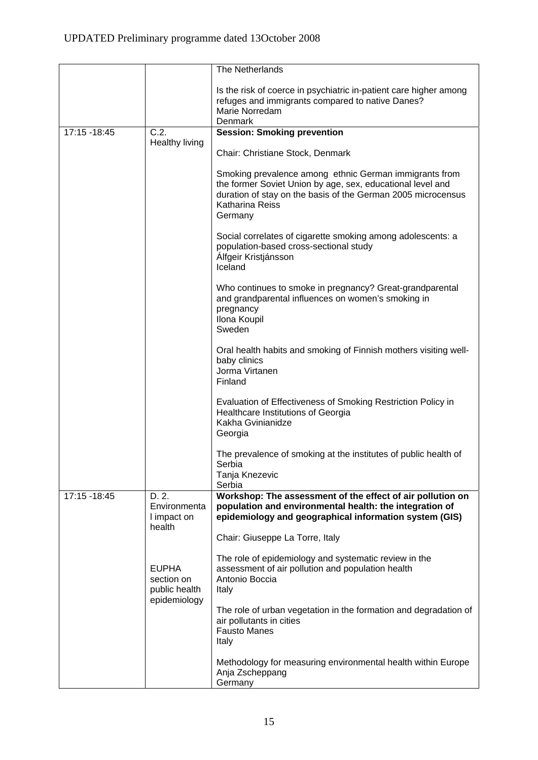| | | |
|---|---|---|
| | | The Netherlands<br><br>Is the risk of coerce in psychiatric in-patient care higher among refuges and immigrants compared to native Danes?<br>Marie Norredam<br>Denmark |
| 17:15 -18:45 | C.2.<br>Healthy living | **Session: Smoking prevention**<br><br>Chair: Christiane Stock, Denmark<br><br>Smoking prevalence among ethnic German immigrants from the former Soviet Union by age, sex, educational level and duration of stay on the basis of the German 2005 microcensus<br>Katharina Reiss<br>Germany<br><br>Social correlates of cigarette smoking among adolescents: a population-based cross-sectional study<br>Álfgeir Kristjánsson<br>Iceland<br><br>Who continues to smoke in pregnancy? Great-grandparental and grandparental influences on women's smoking in pregnancy<br>Ilona Koupil<br>Sweden<br><br>Oral health habits and smoking of Finnish mothers visiting well-baby clinics<br>Jorma Virtanen<br>Finland<br><br>Evaluation of Effectiveness of Smoking Restriction Policy in Healthcare Institutions of Georgia<br>Kakha Gvinianidze<br>Georgia<br><br>The prevalence of smoking at the institutes of public health of Serbia<br>Tanja Knezevic<br>Serbia |
| 17:15 -18:45 | D. 2.<br>Environmental impact on health<br><br>EUPHA section on public health epidemiology | **Workshop: The assessment of the effect of air pollution on population and environmental health: the integration of epidemiology and geographical information system (GIS)**<br><br>Chair: Giuseppe La Torre, Italy<br><br>The role of epidemiology and systematic review in the assessment of air pollution and population health<br>Antonio Boccia<br>Italy<br><br>The role of urban vegetation in the formation and degradation of air pollutants in cities<br>Fausto Manes<br>Italy<br><br>Methodology for measuring environmental health within Europe<br>Anja Zscheppang<br>Germany |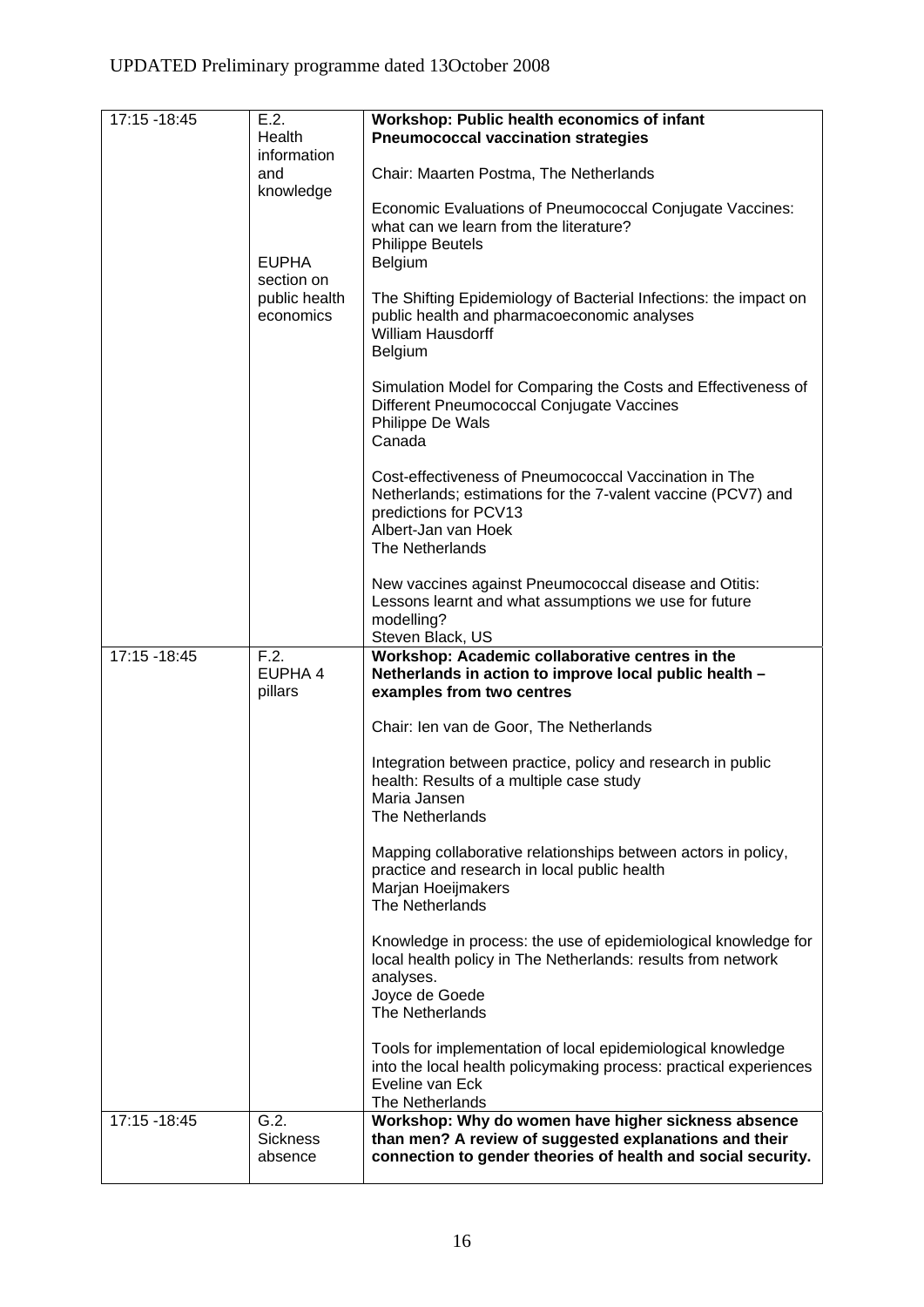| | | |
|---|---|---|
| 17:15 -18:45 | E.2. Health information and knowledge<br><br>EUPHA section on public health economics | **Workshop: Public health economics of infant Pneumococcal vaccination strategies**<br><br>Chair: Maarten Postma, The Netherlands<br><br>Economic Evaluations of Pneumococcal Conjugate Vaccines: what can we learn from the literature?<br>Philippe Beutels<br>Belgium<br><br>The Shifting Epidemiology of Bacterial Infections: the impact on public health and pharmacoeconomic analyses<br>William Hausdorff<br>Belgium<br><br>Simulation Model for Comparing the Costs and Effectiveness of Different Pneumococcal Conjugate Vaccines<br>Philippe De Wals<br>Canada<br><br>Cost-effectiveness of Pneumococcal Vaccination in The Netherlands; estimations for the 7-valent vaccine (PCV7) and predictions for PCV13<br>Albert-Jan van Hoek<br>The Netherlands<br><br>New vaccines against Pneumococcal disease and Otitis: Lessons learnt and what assumptions we use for future modelling?<br>Steven Black, US |
| 17:15 -18:45 | F.2. EUPHA 4 pillars | **Workshop: Academic collaborative centres in the Netherlands in action to improve local public health – examples from two centres**<br><br>Chair: Ien van de Goor, The Netherlands<br><br>Integration between practice, policy and research in public health: Results of a multiple case study<br>Maria Jansen<br>The Netherlands<br><br>Mapping collaborative relationships between actors in policy, practice and research in local public health<br>Marjan Hoeijmakers<br>The Netherlands<br><br>Knowledge in process: the use of epidemiological knowledge for local health policy in The Netherlands: results from network analyses.<br>Joyce de Goede<br>The Netherlands<br><br>Tools for implementation of local epidemiological knowledge into the local health policymaking process: practical experiences<br>Eveline van Eck<br>The Netherlands |
| 17:15 -18:45 | G.2. Sickness absence | **Workshop: Why do women have higher sickness absence than men? A review of suggested explanations and their connection to gender theories of health and social security.** |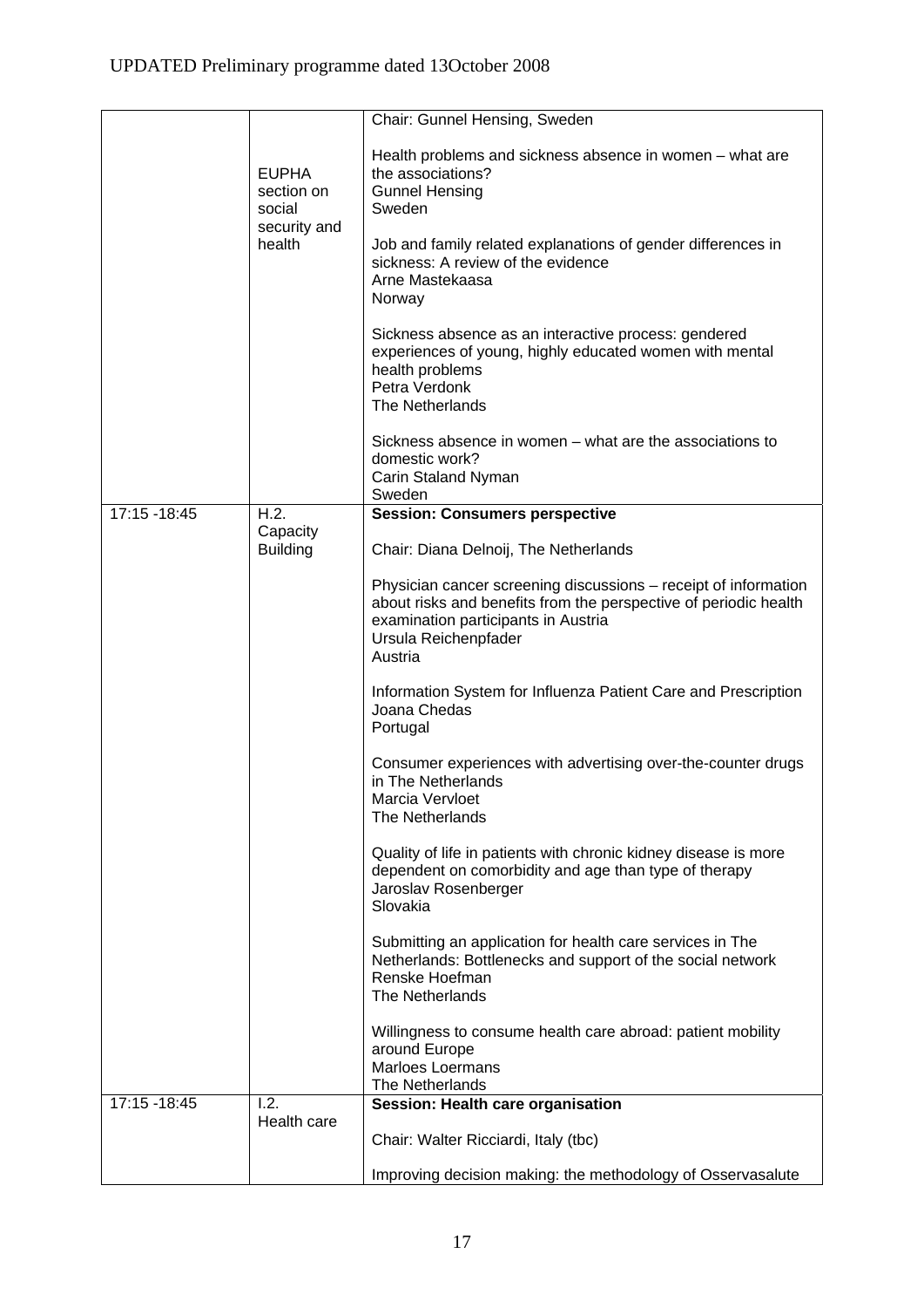| | | |
|---|---|---|
| | EUPHA section on social security and health | Chair: Gunnel Hensing, Sweden<br><br>Health problems and sickness absence in women – what are the associations?<br>Gunnel Hensing<br>Sweden<br><br>Job and family related explanations of gender differences in sickness: A review of the evidence<br>Arne Mastekaasa<br>Norway<br><br>Sickness absence as an interactive process: gendered experiences of young, highly educated women with mental health problems<br>Petra Verdonk<br>The Netherlands<br><br>Sickness absence in women – what are the associations to domestic work?<br>Carin Staland Nyman<br>Sweden |
| 17:15 -18:45 | H.2. Capacity Building | **Session: Consumers perspective**<br><br>Chair: Diana Delnoij, The Netherlands<br><br>Physician cancer screening discussions – receipt of information about risks and benefits from the perspective of periodic health examination participants in Austria<br>Ursula Reichenpfader<br>Austria<br><br>Information System for Influenza Patient Care and Prescription<br>Joana Chedas<br>Portugal<br><br>Consumer experiences with advertising over-the-counter drugs in The Netherlands<br>Marcia Vervloet<br>The Netherlands<br><br>Quality of life in patients with chronic kidney disease is more dependent on comorbidity and age than type of therapy<br>Jaroslav Rosenberger<br>Slovakia<br><br>Submitting an application for health care services in The Netherlands: Bottlenecks and support of the social network<br>Renske Hoefman<br>The Netherlands<br><br>Willingness to consume health care abroad: patient mobility around Europe<br>Marloes Loermans<br>The Netherlands |
| 17:15 -18:45 | I.2. Health care | **Session: Health care organisation**<br><br>Chair: Walter Ricciardi, Italy (tbc)<br><br>Improving decision making: the methodology of Osservasalute |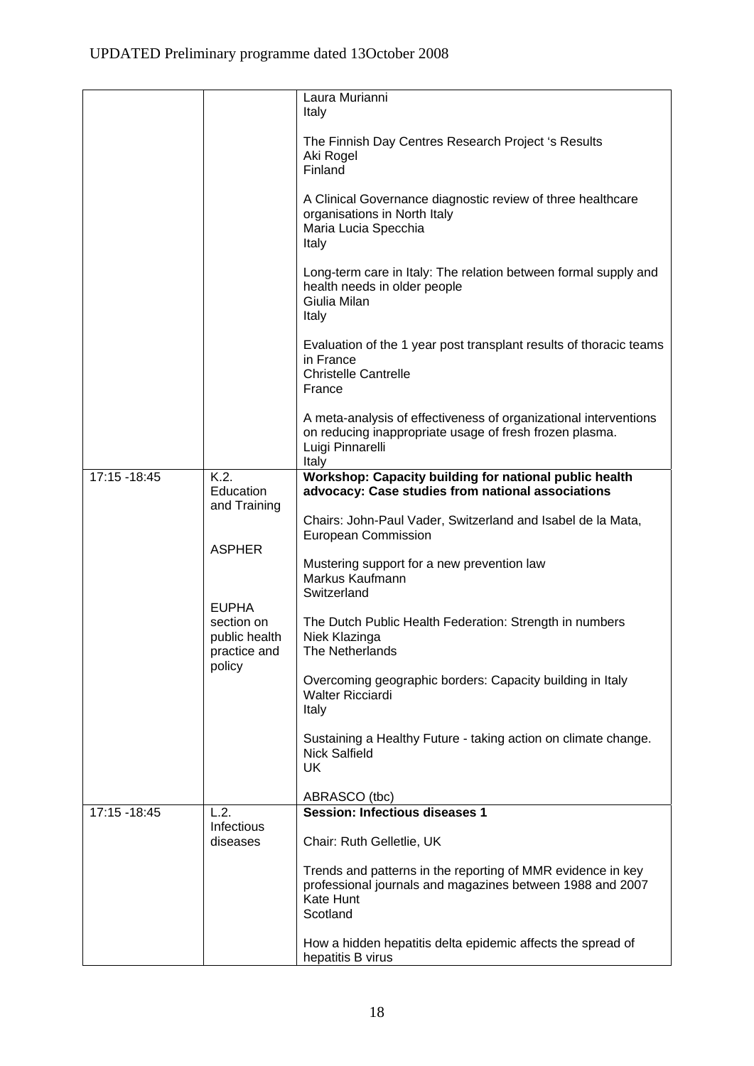| | | |
|---|---|---|
| | | Laura Murianni<br>Italy<br><br>The Finnish Day Centres Research Project 's Results<br>Aki Rogel<br>Finland<br><br>A Clinical Governance diagnostic review of three healthcare organisations in North Italy<br>Maria Lucia Specchia<br>Italy<br><br>Long-term care in Italy: The relation between formal supply and health needs in older people<br>Giulia Milan<br>Italy<br><br>Evaluation of the 1 year post transplant results of thoracic teams in France<br>Christelle Cantrelle<br>France<br><br>A meta-analysis of effectiveness of organizational interventions on reducing inappropriate usage of fresh frozen plasma.<br>Luigi Pinnarelli<br>Italy |
| 17:15 -18:45 | K.2.<br>Education and Training<br><br>ASPHER<br><br>EUPHA section on public health practice and policy | **Workshop: Capacity building for national public health advocacy: Case studies from national associations**<br><br>Chairs: John-Paul Vader, Switzerland and Isabel de la Mata, European Commission<br><br>Mustering support for a new prevention law<br>Markus Kaufmann<br>Switzerland<br><br>The Dutch Public Health Federation: Strength in numbers<br>Niek Klazinga<br>The Netherlands<br><br>Overcoming geographic borders: Capacity building in Italy<br>Walter Ricciardi<br>Italy<br><br>Sustaining a Healthy Future - taking action on climate change.<br>Nick Salfield<br>UK<br><br>ABRASCO (tbc) |
| 17:15 -18:45 | L.2.<br>Infectious diseases | **Session: Infectious diseases 1**<br><br>Chair: Ruth Gelletlie, UK<br><br>Trends and patterns in the reporting of MMR evidence in key professional journals and magazines between 1988 and 2007<br>Kate Hunt<br>Scotland<br><br>How a hidden hepatitis delta epidemic affects the spread of hepatitis B virus |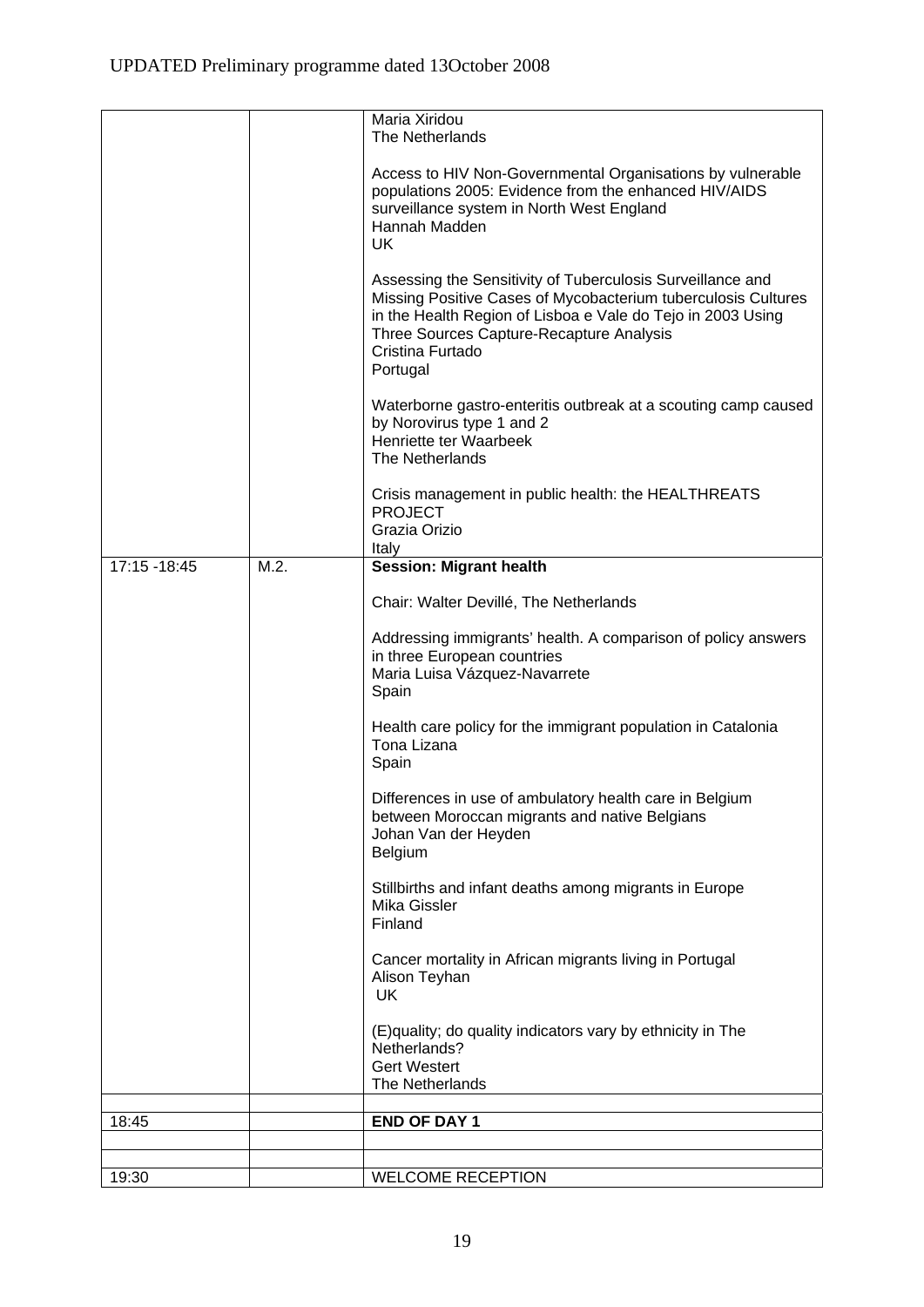| | | |
|---|---|---|
| | | Maria Xiridou<br>The Netherlands<br><br>Access to HIV Non-Governmental Organisations by vulnerable populations 2005: Evidence from the enhanced HIV/AIDS surveillance system in North West England<br>Hannah Madden<br>UK<br><br>Assessing the Sensitivity of Tuberculosis Surveillance and Missing Positive Cases of Mycobacterium tuberculosis Cultures in the Health Region of Lisboa e Vale do Tejo in 2003 Using Three Sources Capture-Recapture Analysis<br>Cristina Furtado<br>Portugal<br><br>Waterborne gastro-enteritis outbreak at a scouting camp caused by Norovirus type 1 and 2<br>Henriette ter Waarbeek<br>The Netherlands<br><br>Crisis management in public health: the HEALTHREATS PROJECT<br>Grazia Orizio<br>Italy |
| 17:15 -18:45 | M.2. | **Session: Migrant health**<br><br>Chair: Walter Devillé, The Netherlands<br><br>Addressing immigrants' health. A comparison of policy answers in three European countries<br>Maria Luisa Vázquez-Navarrete<br>Spain<br><br>Health care policy for the immigrant population in Catalonia<br>Tona Lizana<br>Spain<br><br>Differences in use of ambulatory health care in Belgium between Moroccan migrants and native Belgians<br>Johan Van der Heyden<br>Belgium<br><br>Stillbirths and infant deaths among migrants in Europe<br>Mika Gissler<br>Finland<br><br>Cancer mortality in African migrants living in Portugal<br>Alison Teyhan<br>UK<br><br>(E)quality; do quality indicators vary by ethnicity in The Netherlands?<br>Gert Westert<br>The Netherlands |
| | | |
| 18:45 | | **END OF DAY 1** |
| | | |
| | | |
| 19:30 | | WELCOME RECEPTION |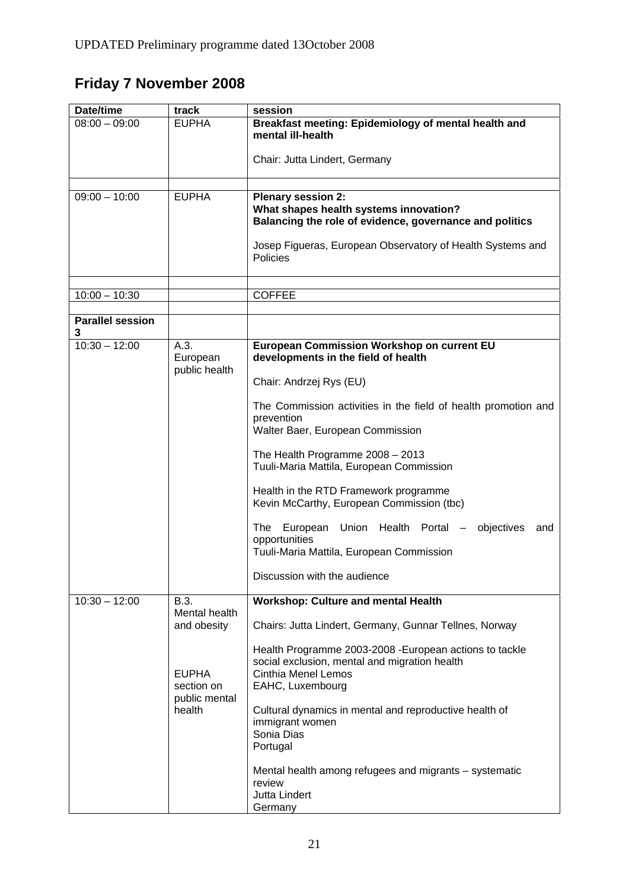UPDATED Preliminary programme dated 13October 2008

## Friday 7 November 2008

| Date/time | track | session |
|---|---|---|
| 08:00 – 09:00 | EUPHA | **Breakfast meeting: Epidemiology of mental health and mental ill-health**<br><br>Chair: Jutta Lindert, Germany |
| | | |
| 09:00 – 10:00 | EUPHA | **Plenary session 2:**<br>**What shapes health systems innovation?**<br>**Balancing the role of evidence, governance and politics**<br><br>Josep Figueras, European Observatory of Health Systems and Policies |
| | | |
| 10:00 – 10:30 | | COFFEE |
| | | |
| **Parallel session 3** | | |
| 10:30 – 12:00 | A.3.<br>European public health | **European Commission Workshop on current EU developments in the field of health**<br><br>Chair: Andrzej Rys (EU)<br><br>The Commission activities in the field of health promotion and prevention<br>Walter Baer, European Commission<br><br>The Health Programme 2008 – 2013<br>Tuuli-Maria Mattila, European Commission<br><br>Health in the RTD Framework programme<br>Kevin McCarthy, European Commission (tbc)<br><br>The European Union Health Portal – objectives and opportunities<br>Tuuli-Maria Mattila, European Commission<br><br>Discussion with the audience |
| 10:30 – 12:00 | B.3.<br>Mental health and obesity<br><br>EUPHA section on public mental health | **Workshop: Culture and mental Health**<br><br>Chairs: Jutta Lindert, Germany, Gunnar Tellnes, Norway<br><br>Health Programme 2003-2008 -European actions to tackle social exclusion, mental and migration health<br>Cinthia Menel Lemos<br>EAHC, Luxembourg<br><br>Cultural dynamics in mental and reproductive health of immigrant women<br>Sonia Dias<br>Portugal<br><br>Mental health among refugees and migrants – systematic review<br>Jutta Lindert<br>Germany |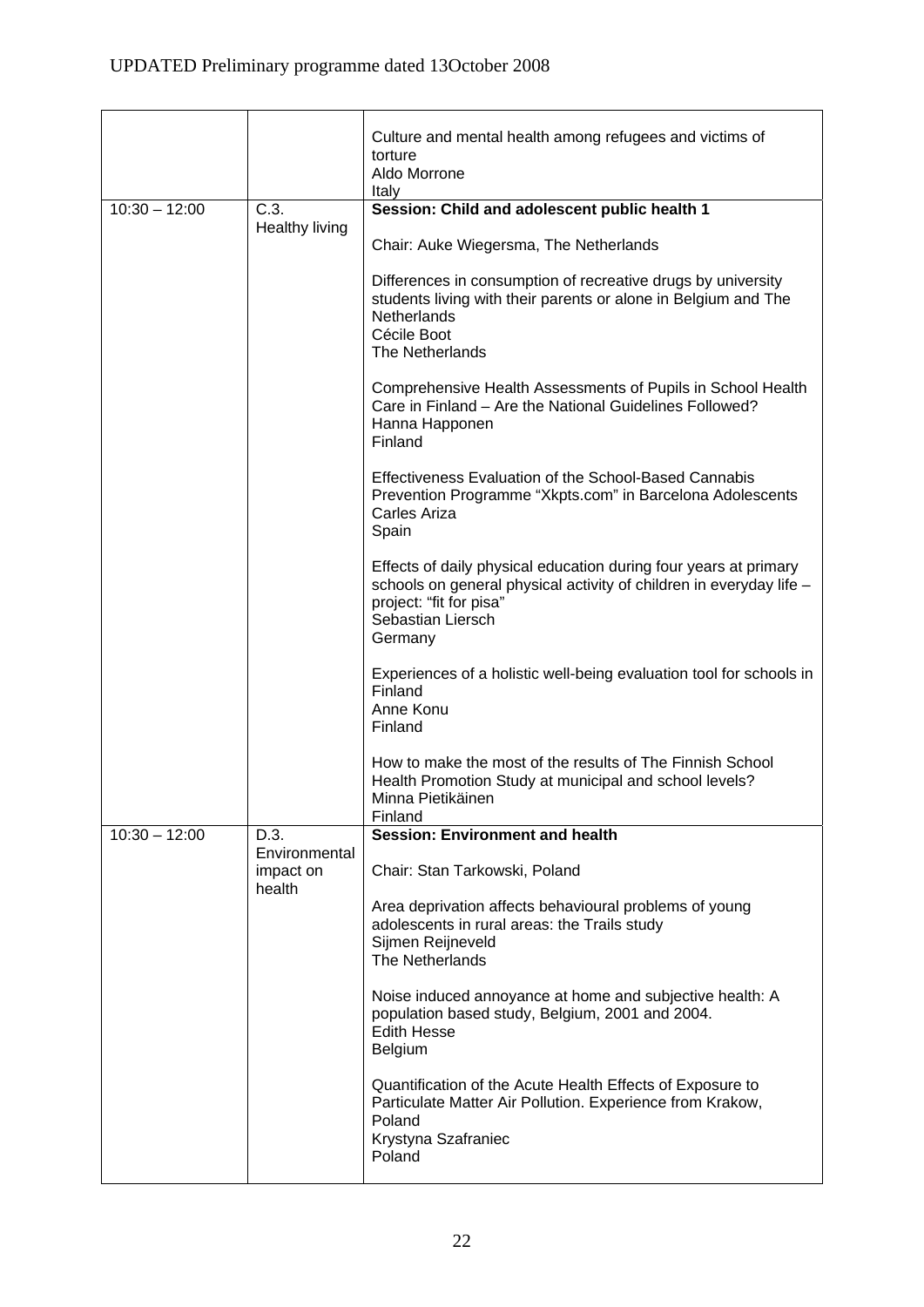| | | |
|---|---|---|
| | | Culture and mental health among refugees and victims of torture<br>Aldo Morrone<br>Italy |
| 10:30 – 12:00 | C.3. Healthy living | **Session: Child and adolescent public health 1**<br><br>Chair: Auke Wiegersma, The Netherlands<br><br>Differences in consumption of recreative drugs by university students living with their parents or alone in Belgium and The Netherlands<br>Cécile Boot<br>The Netherlands<br><br>Comprehensive Health Assessments of Pupils in School Health Care in Finland – Are the National Guidelines Followed?<br>Hanna Happonen<br>Finland<br><br>Effectiveness Evaluation of the School-Based Cannabis Prevention Programme "Xkpts.com" in Barcelona Adolescents<br>Carles Ariza<br>Spain<br><br>Effects of daily physical education during four years at primary schools on general physical activity of children in everyday life – project: "fit for pisa"<br>Sebastian Liersch<br>Germany<br><br>Experiences of a holistic well-being evaluation tool for schools in Finland<br>Anne Konu<br>Finland<br><br>How to make the most of the results of The Finnish School Health Promotion Study at municipal and school levels?<br>Minna Pietikäinen<br>Finland |
| 10:30 – 12:00 | D.3. Environmental impact on health | **Session: Environment and health**<br><br>Chair: Stan Tarkowski, Poland<br><br>Area deprivation affects behavioural problems of young adolescents in rural areas: the Trails study<br>Sijmen Reijneveld<br>The Netherlands<br><br>Noise induced annoyance at home and subjective health: A population based study, Belgium, 2001 and 2004.<br>Edith Hesse<br>Belgium<br><br>Quantification of the Acute Health Effects of Exposure to Particulate Matter Air Pollution. Experience from Krakow, Poland<br>Krystyna Szafraniec<br>Poland |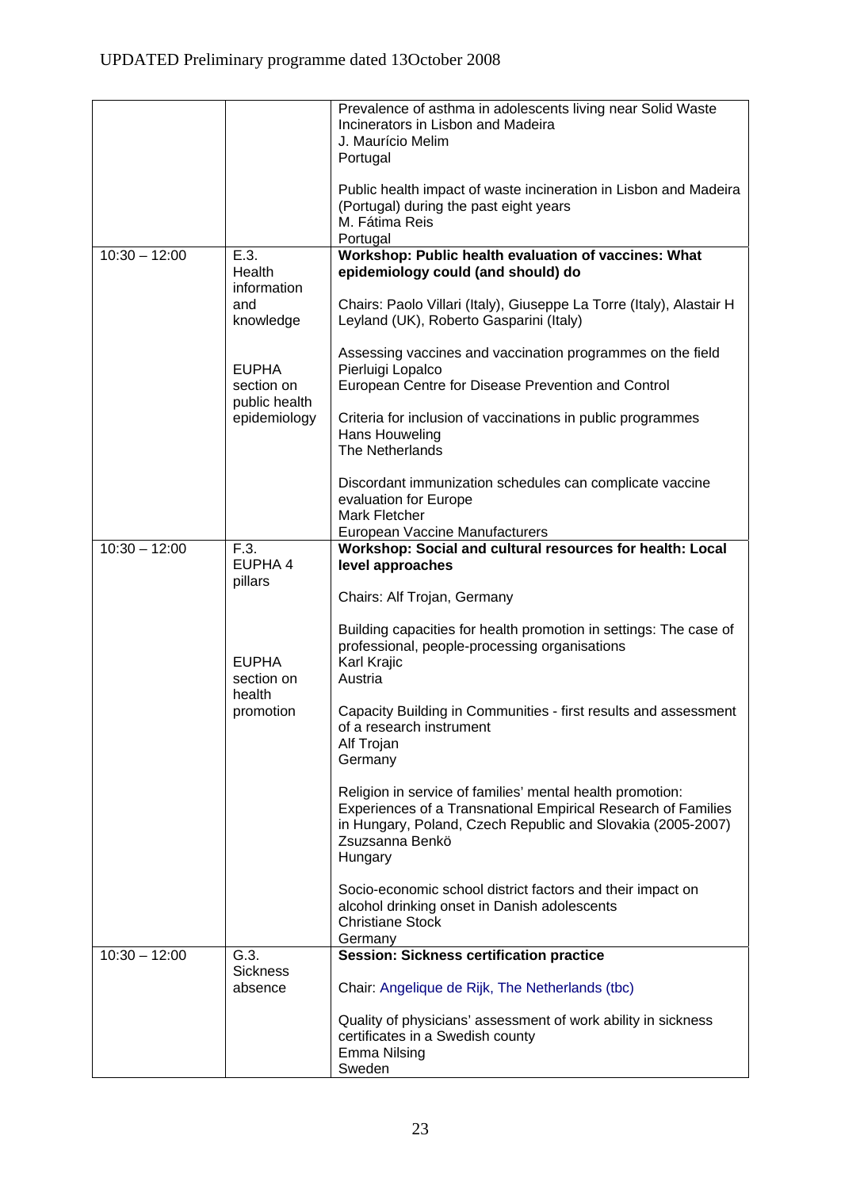UPDATED Preliminary programme dated 13October 2008

| | | |
|---|---|---|
| | | Prevalence of asthma in adolescents living near Solid Waste Incinerators in Lisbon and Madeira<br>J. Maurício Melim<br>Portugal<br><br>Public health impact of waste incineration in Lisbon and Madeira (Portugal) during the past eight years<br>M. Fátima Reis<br>Portugal |
| 10:30 – 12:00 | E.3.<br>Health information and knowledge<br><br>EUPHA section on public health epidemiology | **Workshop: Public health evaluation of vaccines: What epidemiology could (and should) do**<br><br>Chairs: Paolo Villari (Italy), Giuseppe La Torre (Italy), Alastair H Leyland (UK), Roberto Gasparini (Italy)<br><br>Assessing vaccines and vaccination programmes on the field<br>Pierluigi Lopalco<br>European Centre for Disease Prevention and Control<br><br>Criteria for inclusion of vaccinations in public programmes<br>Hans Houweling<br>The Netherlands<br><br>Discordant immunization schedules can complicate vaccine evaluation for Europe<br>Mark Fletcher<br>European Vaccine Manufacturers |
| 10:30 – 12:00 | F.3.<br>EUPHA 4 pillars<br><br>EUPHA section on health promotion | **Workshop: Social and cultural resources for health: Local level approaches**<br><br>Chairs: Alf Trojan, Germany<br><br>Building capacities for health promotion in settings: The case of professional, people-processing organisations<br>Karl Krajic<br>Austria<br><br>Capacity Building in Communities - first results and assessment of a research instrument<br>Alf Trojan<br>Germany<br><br>Religion in service of families' mental health promotion: Experiences of a Transnational Empirical Research of Families in Hungary, Poland, Czech Republic and Slovakia (2005-2007)<br>Zsuzsanna Benkö<br>Hungary<br><br>Socio-economic school district factors and their impact on alcohol drinking onset in Danish adolescents<br>Christiane Stock<br>Germany |
| 10:30 – 12:00 | G.3.<br>Sickness absence | **Session: Sickness certification practice**<br><br>Chair: Angelique de Rijk, The Netherlands (tbc)<br><br>Quality of physicians' assessment of work ability in sickness certificates in a Swedish county<br>Emma Nilsing<br>Sweden |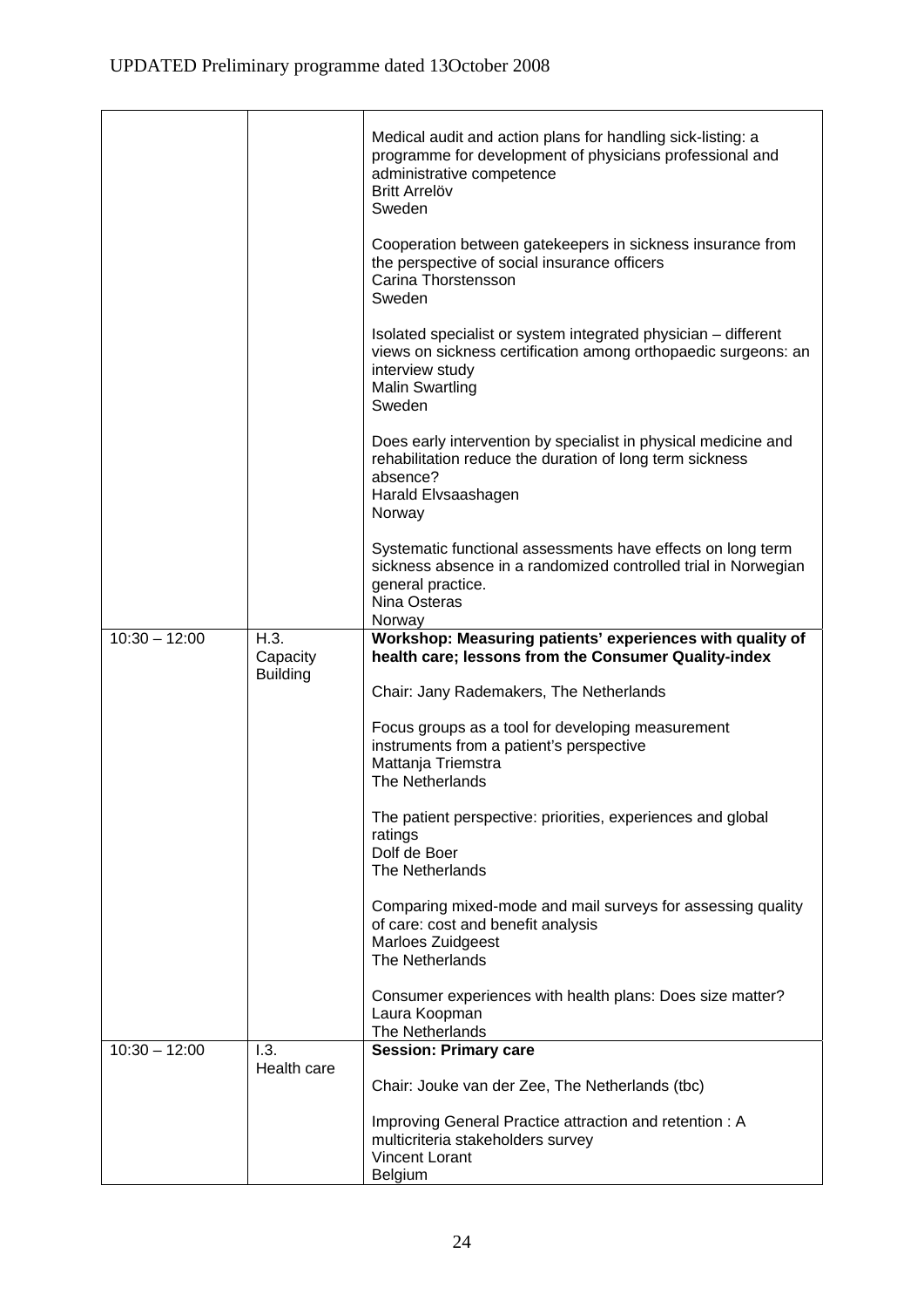| | | |
|---|---|---|
| | | Medical audit and action plans for handling sick-listing: a programme for development of physicians professional and administrative competence<br>Britt Arrelöv<br>Sweden<br><br>Cooperation between gatekeepers in sickness insurance from the perspective of social insurance officers<br>Carina Thorstensson<br>Sweden<br><br>Isolated specialist or system integrated physician – different views on sickness certification among orthopaedic surgeons: an interview study<br>Malin Swartling<br>Sweden<br><br>Does early intervention by specialist in physical medicine and rehabilitation reduce the duration of long term sickness absence?<br>Harald Elvsaashagen<br>Norway<br><br>Systematic functional assessments have effects on long term sickness absence in a randomized controlled trial in Norwegian general practice.<br>Nina Osteras<br>Norway |
| 10:30 – 12:00 | H.3.<br>Capacity Building | **Workshop: Measuring patients' experiences with quality of health care; lessons from the Consumer Quality-index**<br><br>Chair: Jany Rademakers, The Netherlands<br><br>Focus groups as a tool for developing measurement instruments from a patient's perspective<br>Mattanja Triemstra<br>The Netherlands<br><br>The patient perspective: priorities, experiences and global ratings<br>Dolf de Boer<br>The Netherlands<br><br>Comparing mixed-mode and mail surveys for assessing quality of care: cost and benefit analysis<br>Marloes Zuidgeest<br>The Netherlands<br><br>Consumer experiences with health plans: Does size matter?<br>Laura Koopman<br>The Netherlands |
| 10:30 – 12:00 | I.3.<br>Health care | **Session: Primary care**<br><br>Chair: Jouke van der Zee, The Netherlands (tbc)<br><br>Improving General Practice attraction and retention : A multicriteria stakeholders survey<br>Vincent Lorant<br>Belgium |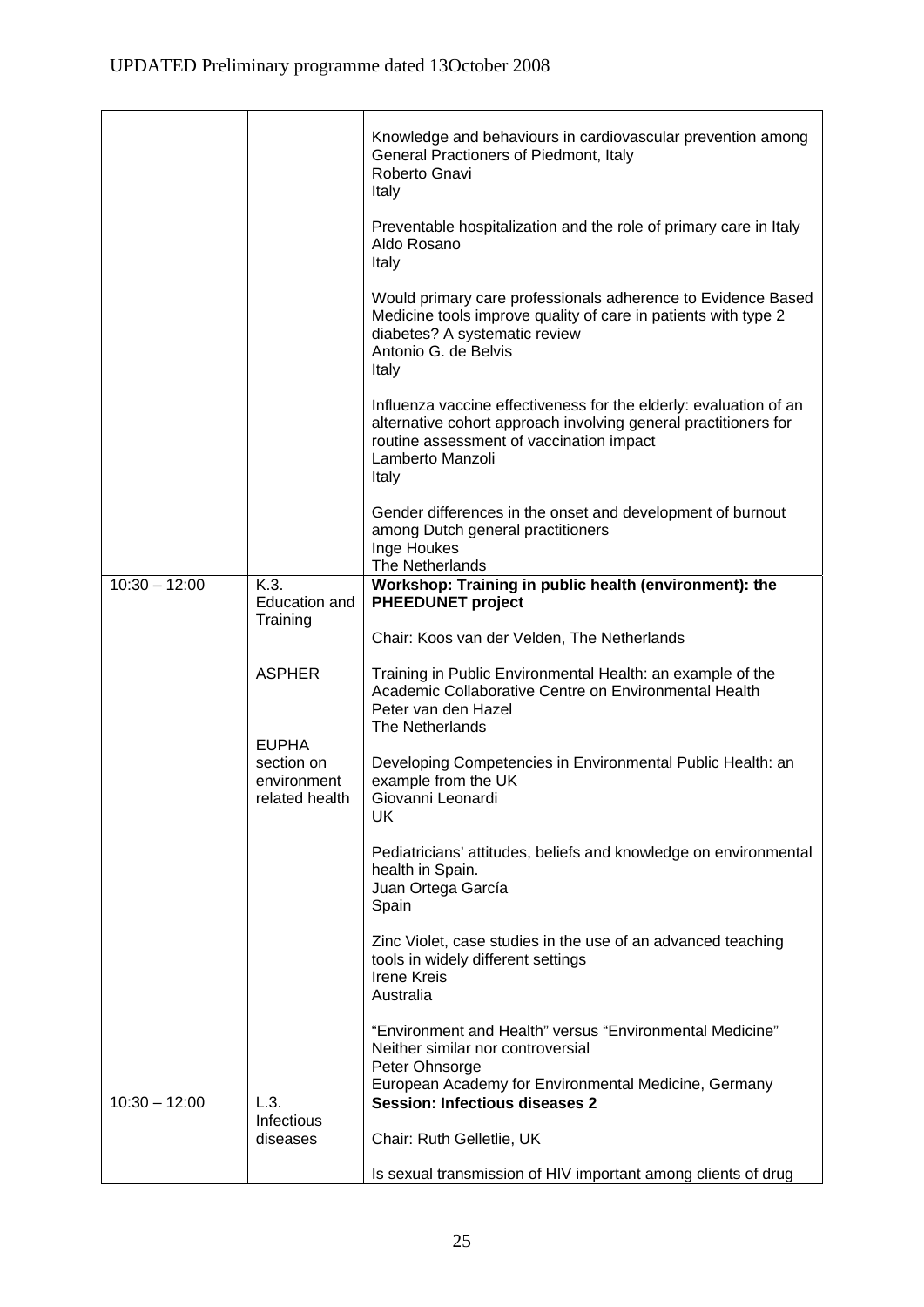UPDATED Preliminary programme dated 13October 2008

| | | |
|---|---|---|
| | | Knowledge and behaviours in cardiovascular prevention among General Practioners of Piedmont, Italy<br>Roberto Gnavi<br>Italy<br><br>Preventable hospitalization and the role of primary care in Italy<br>Aldo Rosano<br>Italy<br><br>Would primary care professionals adherence to Evidence Based Medicine tools improve quality of care in patients with type 2 diabetes? A systematic review<br>Antonio G. de Belvis<br>Italy<br><br>Influenza vaccine effectiveness for the elderly: evaluation of an alternative cohort approach involving general practitioners for routine assessment of vaccination impact<br>Lamberto Manzoli<br>Italy<br><br>Gender differences in the onset and development of burnout among Dutch general practitioners<br>Inge Houkes<br>The Netherlands |
| 10:30 – 12:00 | K.3.<br>Education and Training<br><br>ASPHER<br><br>EUPHA section on environment related health | **Workshop: Training in public health (environment): the PHEEDUNET project**<br><br>Chair: Koos van der Velden, The Netherlands<br><br>Training in Public Environmental Health: an example of the Academic Collaborative Centre on Environmental Health<br>Peter van den Hazel<br>The Netherlands<br><br>Developing Competencies in Environmental Public Health: an example from the UK<br>Giovanni Leonardi<br>UK<br><br>Pediatricians' attitudes, beliefs and knowledge on environmental health in Spain.<br>Juan Ortega García<br>Spain<br><br>Zinc Violet, case studies in the use of an advanced teaching tools in widely different settings<br>Irene Kreis<br>Australia<br><br>"Environment and Health" versus "Environmental Medicine" Neither similar nor controversial<br>Peter Ohnsorge<br>European Academy for Environmental Medicine, Germany |
| 10:30 – 12:00 | L.3.<br>Infectious diseases | **Session: Infectious diseases 2**<br><br>Chair: Ruth Gelletlie, UK<br><br>Is sexual transmission of HIV important among clients of drug |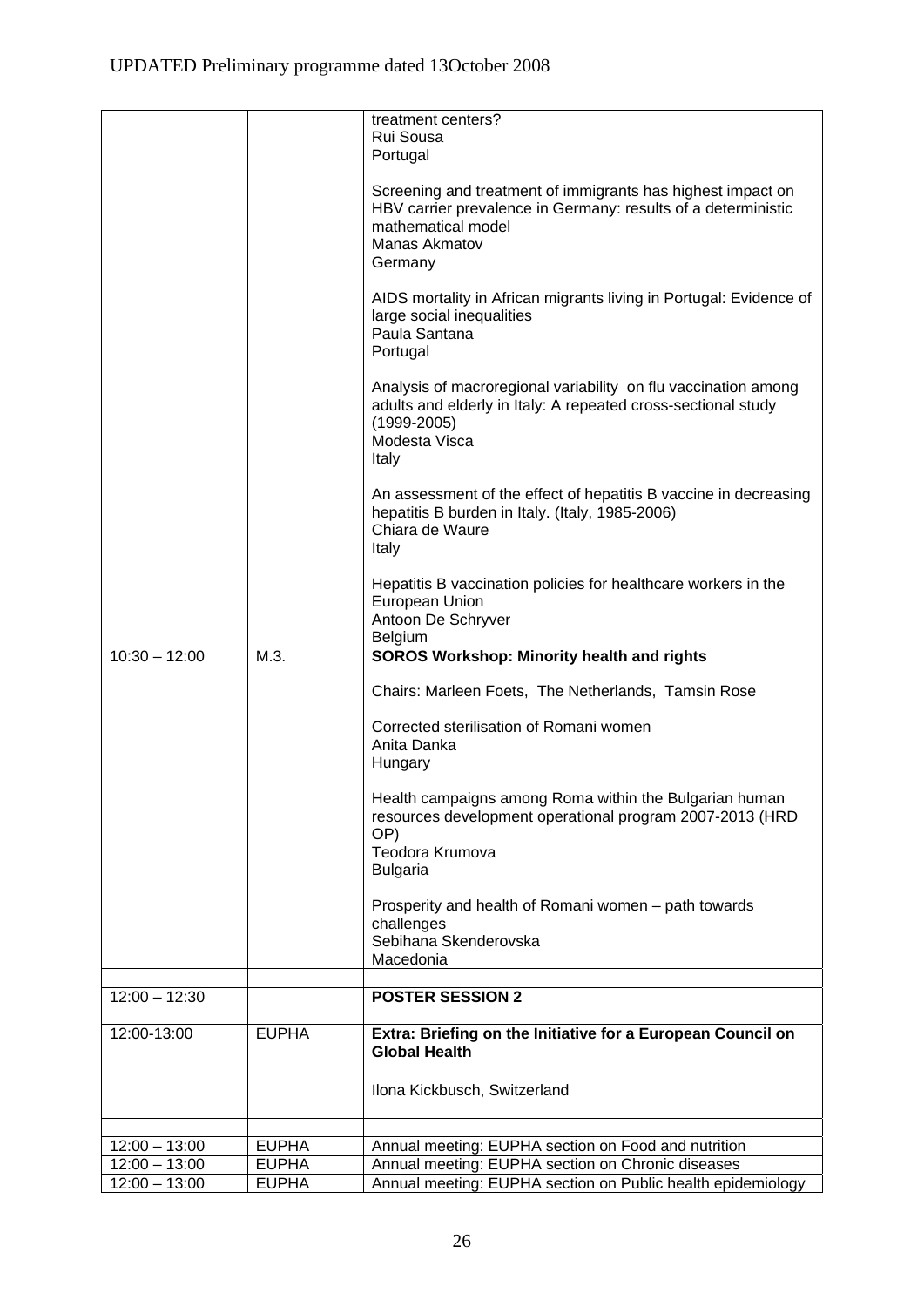UPDATED Preliminary programme dated 13October 2008

| | | |
|---|---|---|
| | | treatment centers?<br>Rui Sousa<br>Portugal<br><br>Screening and treatment of immigrants has highest impact on HBV carrier prevalence in Germany: results of a deterministic mathematical model<br>Manas Akmatov<br>Germany<br><br>AIDS mortality in African migrants living in Portugal: Evidence of large social inequalities<br>Paula Santana<br>Portugal<br><br>Analysis of macroregional variability on flu vaccination among adults and elderly in Italy: A repeated cross-sectional study (1999-2005)<br>Modesta Visca<br>Italy<br><br>An assessment of the effect of hepatitis B vaccine in decreasing hepatitis B burden in Italy. (Italy, 1985-2006)<br>Chiara de Waure<br>Italy<br><br>Hepatitis B vaccination policies for healthcare workers in the European Union<br>Antoon De Schryver<br>Belgium |
| 10:30 – 12:00 | M.3. | **SOROS Workshop: Minority health and rights**<br><br>Chairs: Marleen Foets, The Netherlands, Tamsin Rose<br><br>Corrected sterilisation of Romani women<br>Anita Danka<br>Hungary<br><br>Health campaigns among Roma within the Bulgarian human resources development operational program 2007-2013 (HRD OP)<br>Teodora Krumova<br>Bulgaria<br><br>Prosperity and health of Romani women – path towards challenges<br>Sebihana Skenderovska<br>Macedonia |
| | | |
| 12:00 – 12:30 | | **POSTER SESSION 2** |
| | | |
| 12:00-13:00 | EUPHA | **Extra: Briefing on the Initiative for a European Council on Global Health**<br><br>Ilona Kickbusch, Switzerland |
| | | |
| 12:00 – 13:00 | EUPHA | Annual meeting: EUPHA section on Food and nutrition |
| 12:00 – 13:00 | EUPHA | Annual meeting: EUPHA section on Chronic diseases |
| 12:00 – 13:00 | EUPHA | Annual meeting: EUPHA section on Public health epidemiology |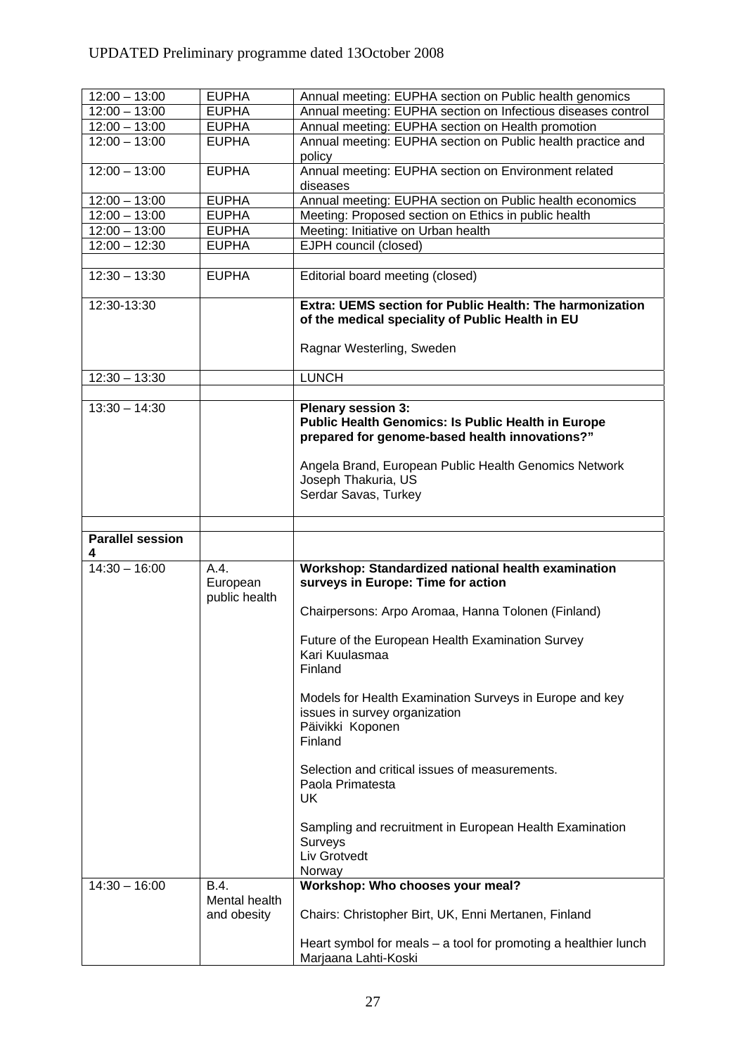UPDATED Preliminary programme dated 13October 2008

| | | |
|---|---|---|
| 12:00 – 13:00 | EUPHA | Annual meeting: EUPHA section on Public health genomics |
| 12:00 – 13:00 | EUPHA | Annual meeting: EUPHA section on Infectious diseases control |
| 12:00 – 13:00 | EUPHA | Annual meeting: EUPHA section on Health promotion |
| 12:00 – 13:00 | EUPHA | Annual meeting: EUPHA section on Public health practice and policy |
| 12:00 – 13:00 | EUPHA | Annual meeting: EUPHA section on Environment related diseases |
| 12:00 – 13:00 | EUPHA | Annual meeting: EUPHA section on Public health economics |
| 12:00 – 13:00 | EUPHA | Meeting: Proposed section on Ethics in public health |
| 12:00 – 13:00 | EUPHA | Meeting: Initiative on Urban health |
| 12:00 – 12:30 | EUPHA | EJPH council (closed) |
| | | |
| 12:30 – 13:30 | EUPHA | Editorial board meeting (closed) |
| 12:30-13:30 | | **Extra: UEMS section for Public Health: The harmonization of the medical speciality of Public Health in EU**<br><br>Ragnar Westerling, Sweden |
| 12:30 – 13:30 | | LUNCH |
| | | |
| 13:30 – 14:30 | | **Plenary session 3:**<br>**Public Health Genomics: Is Public Health in Europe prepared for genome-based health innovations?"**<br><br>Angela Brand, European Public Health Genomics Network<br>Joseph Thakuria, US<br>Serdar Savas, Turkey |
| | | |
| **Parallel session 4** | | |
| 14:30 – 16:00 | A.4.<br>European public health | **Workshop: Standardized national health examination surveys in Europe: Time for action**<br><br>Chairpersons: Arpo Aromaa, Hanna Tolonen (Finland)<br><br>Future of the European Health Examination Survey<br>Kari Kuulasmaa<br>Finland<br><br>Models for Health Examination Surveys in Europe and key issues in survey organization<br>Päivikki Koponen<br>Finland<br><br>Selection and critical issues of measurements.<br>Paola Primatesta<br>UK<br><br>Sampling and recruitment in European Health Examination Surveys<br>Liv Grotvedt<br>Norway |
| 14:30 – 16:00 | B.4.<br>Mental health and obesity | **Workshop: Who chooses your meal?**<br><br>Chairs: Christopher Birt, UK, Enni Mertanen, Finland<br><br>Heart symbol for meals – a tool for promoting a healthier lunch<br>Marjaana Lahti-Koski |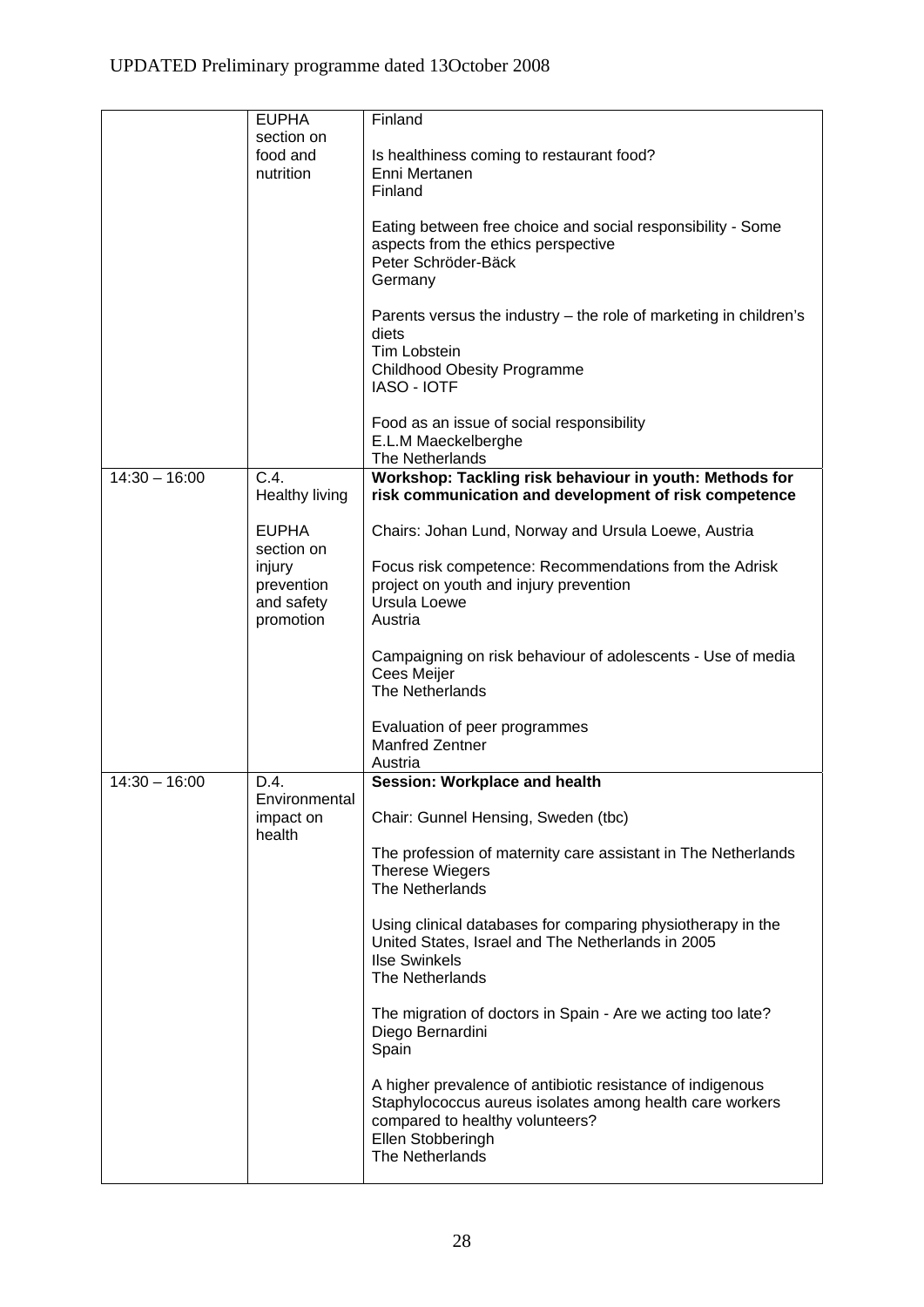UPDATED Preliminary programme dated 13October 2008

| | | |
|---|---|---|
| | EUPHA section on food and nutrition | Finland<br><br>Is healthiness coming to restaurant food?<br>Enni Mertanen<br>Finland<br><br>Eating between free choice and social responsibility - Some aspects from the ethics perspective<br>Peter Schröder-Bäck<br>Germany<br><br>Parents versus the industry – the role of marketing in children's diets<br>Tim Lobstein<br>Childhood Obesity Programme<br>IASO - IOTF<br><br>Food as an issue of social responsibility<br>E.L.M Maeckelberghe<br>The Netherlands |
| 14:30 – 16:00 | C.4. Healthy living<br><br>EUPHA section on injury prevention and safety promotion | **Workshop: Tackling risk behaviour in youth: Methods for risk communication and development of risk competence**<br><br>Chairs: Johan Lund, Norway and Ursula Loewe, Austria<br><br>Focus risk competence: Recommendations from the Adrisk project on youth and injury prevention<br>Ursula Loewe<br>Austria<br><br>Campaigning on risk behaviour of adolescents - Use of media<br>Cees Meijer<br>The Netherlands<br><br>Evaluation of peer programmes<br>Manfred Zentner<br>Austria |
| 14:30 – 16:00 | D.4. Environmental impact on health | **Session: Workplace and health**<br><br>Chair: Gunnel Hensing, Sweden (tbc)<br><br>The profession of maternity care assistant in The Netherlands<br>Therese Wiegers<br>The Netherlands<br><br>Using clinical databases for comparing physiotherapy in the United States, Israel and The Netherlands in 2005<br>Ilse Swinkels<br>The Netherlands<br><br>The migration of doctors in Spain - Are we acting too late?<br>Diego Bernardini<br>Spain<br><br>A higher prevalence of antibiotic resistance of indigenous Staphylococcus aureus isolates among health care workers compared to healthy volunteers?<br>Ellen Stobberingh<br>The Netherlands |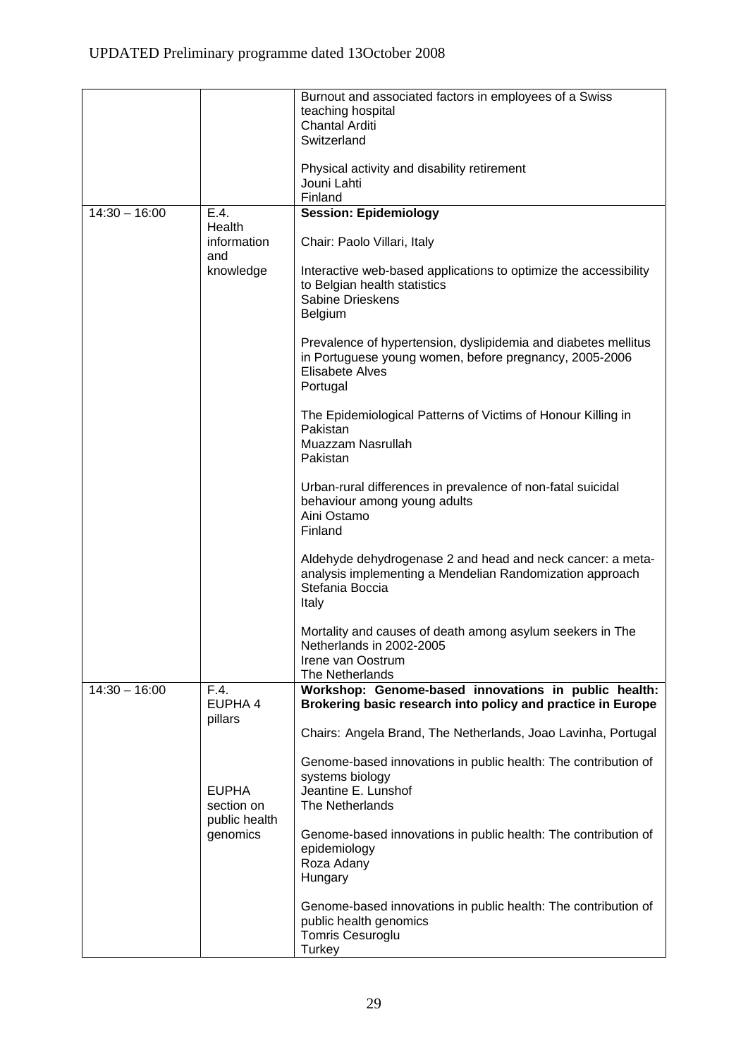| | | |
|---|---|---|
| | | Burnout and associated factors in employees of a Swiss teaching hospital<br>Chantal Arditi<br>Switzerland<br><br>Physical activity and disability retirement<br>Jouni Lahti<br>Finland |
| 14:30 – 16:00 | E.4.<br>Health information and knowledge | **Session: Epidemiology**<br><br>Chair: Paolo Villari, Italy<br><br>Interactive web-based applications to optimize the accessibility to Belgian health statistics<br>Sabine Drieskens<br>Belgium<br><br>Prevalence of hypertension, dyslipidemia and diabetes mellitus in Portuguese young women, before pregnancy, 2005-2006<br>Elisabete Alves<br>Portugal<br><br>The Epidemiological Patterns of Victims of Honour Killing in Pakistan<br>Muazzam Nasrullah<br>Pakistan<br><br>Urban-rural differences in prevalence of non-fatal suicidal behaviour among young adults<br>Aini Ostamo<br>Finland<br><br>Aldehyde dehydrogenase 2 and head and neck cancer: a meta-analysis implementing a Mendelian Randomization approach<br>Stefania Boccia<br>Italy<br><br>Mortality and causes of death among asylum seekers in The Netherlands in 2002-2005<br>Irene van Oostrum<br>The Netherlands |
| 14:30 – 16:00 | F.4.<br>EUPHA 4 pillars<br><br>EUPHA section on public health genomics | **Workshop: Genome-based innovations in public health: Brokering basic research into policy and practice in Europe**<br><br>Chairs: Angela Brand, The Netherlands, Joao Lavinha, Portugal<br><br>Genome-based innovations in public health: The contribution of systems biology<br>Jeantine E. Lunshof<br>The Netherlands<br><br>Genome-based innovations in public health: The contribution of epidemiology<br>Roza Adany<br>Hungary<br><br>Genome-based innovations in public health: The contribution of public health genomics<br>Tomris Cesuroglu<br>Turkey |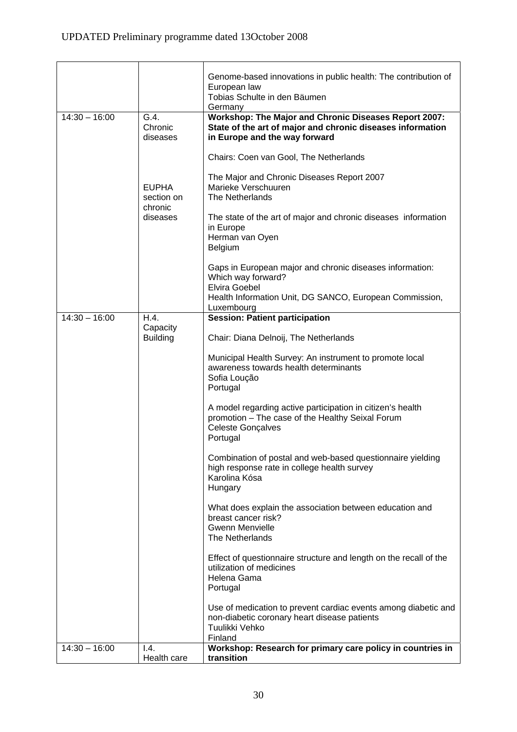UPDATED Preliminary programme dated 13October 2008

| | | |
|---|---|---|
| | | Genome-based innovations in public health: The contribution of European law<br>Tobias Schulte in den Bäumen<br>Germany |
| 14:30 – 16:00 | G.4.<br>Chronic diseases<br><br>EUPHA section on chronic diseases | **Workshop: The Major and Chronic Diseases Report 2007: State of the art of major and chronic diseases information in Europe and the way forward**<br><br>Chairs: Coen van Gool, The Netherlands<br><br>The Major and Chronic Diseases Report 2007<br>Marieke Verschuuren<br>The Netherlands<br><br>The state of the art of major and chronic diseases information in Europe<br>Herman van Oyen<br>Belgium<br><br>Gaps in European major and chronic diseases information: Which way forward?<br>Elvira Goebel<br>Health Information Unit, DG SANCO, European Commission, Luxembourg |
| 14:30 – 16:00 | H.4.<br>Capacity Building | **Session: Patient participation**<br><br>Chair: Diana Delnoij, The Netherlands<br><br>Municipal Health Survey: An instrument to promote local awareness towards health determinants<br>Sofia Loução<br>Portugal<br><br>A model regarding active participation in citizen's health promotion – The case of the Healthy Seixal Forum<br>Celeste Gonçalves<br>Portugal<br><br>Combination of postal and web-based questionnaire yielding high response rate in college health survey<br>Karolina Kósa<br>Hungary<br><br>What does explain the association between education and breast cancer risk?<br>Gwenn Menvielle<br>The Netherlands<br><br>Effect of questionnaire structure and length on the recall of the utilization of medicines<br>Helena Gama<br>Portugal<br><br>Use of medication to prevent cardiac events among diabetic and non-diabetic coronary heart disease patients<br>Tuulikki Vehko<br>Finland |
| 14:30 – 16:00 | I.4.<br>Health care | **Workshop: Research for primary care policy in countries in transition** |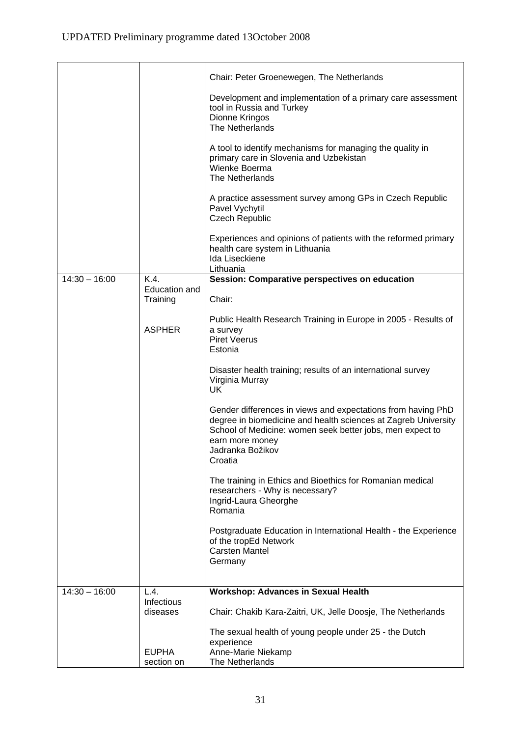UPDATED Preliminary programme dated 13October 2008

| | | |
|---|---|---|
| | | Chair: Peter Groenewegen, The Netherlands<br><br>Development and implementation of a primary care assessment tool in Russia and Turkey<br>Dionne Kringos<br>The Netherlands<br><br>A tool to identify mechanisms for managing the quality in primary care in Slovenia and Uzbekistan<br>Wienke Boerma<br>The Netherlands<br><br>A practice assessment survey among GPs in Czech Republic<br>Pavel Vychytil<br>Czech Republic<br><br>Experiences and opinions of patients with the reformed primary health care system in Lithuania<br>Ida Liseckiene<br>Lithuania |
| 14:30 – 16:00 | K.4.<br>Education and Training<br><br>ASPHER | **Session: Comparative perspectives on education**<br><br>Chair:<br><br>Public Health Research Training in Europe in 2005 - Results of a survey<br>Piret Veerus<br>Estonia<br><br>Disaster health training; results of an international survey<br>Virginia Murray<br>UK<br><br>Gender differences in views and expectations from having PhD degree in biomedicine and health sciences at Zagreb University School of Medicine: women seek better jobs, men expect to earn more money<br>Jadranka Božikov<br>Croatia<br><br>The training in Ethics and Bioethics for Romanian medical researchers - Why is necessary?<br>Ingrid-Laura Gheorghe<br>Romania<br><br>Postgraduate Education in International Health - the Experience of the tropEd Network<br>Carsten Mantel<br>Germany |
| 14:30 – 16:00 | L.4.<br>Infectious diseases<br><br>EUPHA section on | **Workshop: Advances in Sexual Health**<br><br>Chair: Chakib Kara-Zaitri, UK, Jelle Doosje, The Netherlands<br><br>The sexual health of young people under 25 - the Dutch experience<br>Anne-Marie Niekamp<br>The Netherlands |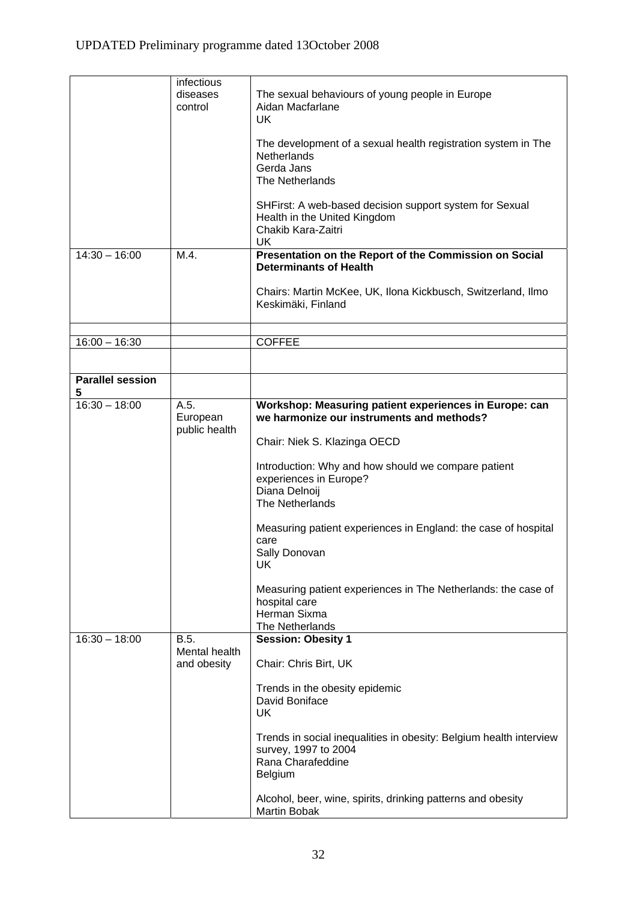UPDATED Preliminary programme dated 13October 2008

| | | |
|---|---|---|
| | infectious diseases control | The sexual behaviours of young people in Europe<br>Aidan Macfarlane<br>UK<br><br>The development of a sexual health registration system in The Netherlands<br>Gerda Jans<br>The Netherlands<br><br>SHFirst: A web-based decision support system for Sexual Health in the United Kingdom<br>Chakib Kara-Zaitri<br>UK |
| 14:30 – 16:00 | M.4. | **Presentation on the Report of the Commission on Social Determinants of Health**<br><br>Chairs: Martin McKee, UK, Ilona Kickbusch, Switzerland, Ilmo Keskimäki, Finland |
| | | |
| 16:00 – 16:30 | | COFFEE |
| | | |
| **Parallel session 5** | | |
| 16:30 – 18:00 | A.5.<br>European public health | **Workshop: Measuring patient experiences in Europe: can we harmonize our instruments and methods?**<br><br>Chair: Niek S. Klazinga OECD<br><br>Introduction: Why and how should we compare patient experiences in Europe?<br>Diana Delnoij<br>The Netherlands<br><br>Measuring patient experiences in England: the case of hospital care<br>Sally Donovan<br>UK<br><br>Measuring patient experiences in The Netherlands: the case of hospital care<br>Herman Sixma<br>The Netherlands |
| 16:30 – 18:00 | B.5.<br>Mental health and obesity | **Session: Obesity 1**<br><br>Chair: Chris Birt, UK<br><br>Trends in the obesity epidemic<br>David Boniface<br>UK<br><br>Trends in social inequalities in obesity: Belgium health interview survey, 1997 to 2004<br>Rana Charafeddine<br>Belgium<br><br>Alcohol, beer, wine, spirits, drinking patterns and obesity<br>Martin Bobak |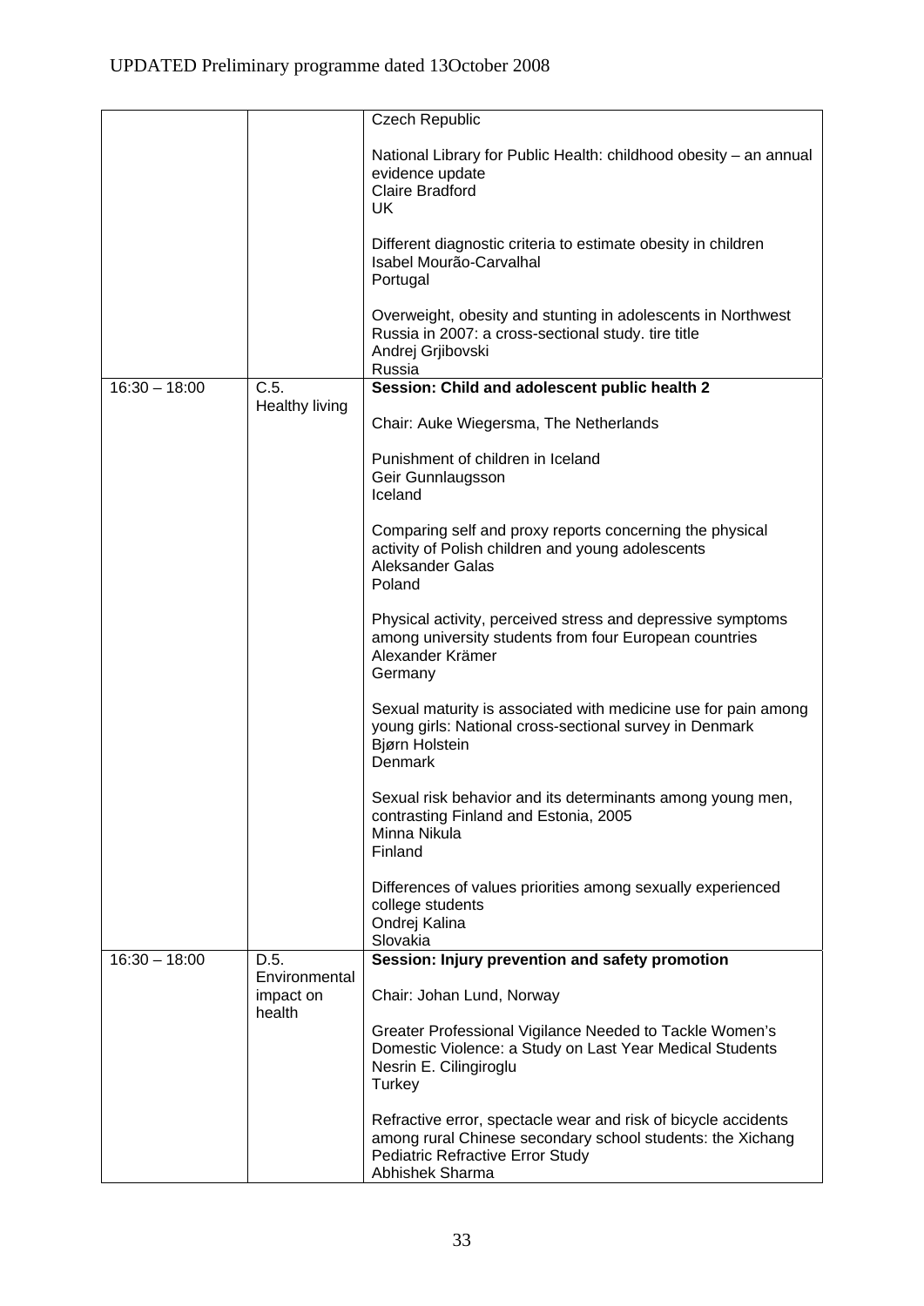| | | |
|---|---|---|
| | | Czech Republic<br><br>National Library for Public Health: childhood obesity – an annual evidence update<br>Claire Bradford<br>UK<br><br>Different diagnostic criteria to estimate obesity in children<br>Isabel Mourão-Carvalhal<br>Portugal<br><br>Overweight, obesity and stunting in adolescents in Northwest Russia in 2007: a cross-sectional study. tire title<br>Andrej Grjibovski<br>Russia |
| 16:30 – 18:00 | C.5.<br>Healthy living | **Session: Child and adolescent public health 2**<br><br>Chair: Auke Wiegersma, The Netherlands<br><br>Punishment of children in Iceland<br>Geir Gunnlaugsson<br>Iceland<br><br>Comparing self and proxy reports concerning the physical activity of Polish children and young adolescents<br>Aleksander Galas<br>Poland<br><br>Physical activity, perceived stress and depressive symptoms among university students from four European countries<br>Alexander Krämer<br>Germany<br><br>Sexual maturity is associated with medicine use for pain among young girls: National cross-sectional survey in Denmark<br>Bjørn Holstein<br>Denmark<br><br>Sexual risk behavior and its determinants among young men, contrasting Finland and Estonia, 2005<br>Minna Nikula<br>Finland<br><br>Differences of values priorities among sexually experienced college students<br>Ondrej Kalina<br>Slovakia |
| 16:30 – 18:00 | D.5.<br>Environmental impact on health | **Session: Injury prevention and safety promotion**<br><br>Chair: Johan Lund, Norway<br><br>Greater Professional Vigilance Needed to Tackle Women's Domestic Violence: a Study on Last Year Medical Students<br>Nesrin E. Cilingiroglu<br>Turkey<br><br>Refractive error, spectacle wear and risk of bicycle accidents among rural Chinese secondary school students: the Xichang Pediatric Refractive Error Study<br>Abhishek Sharma |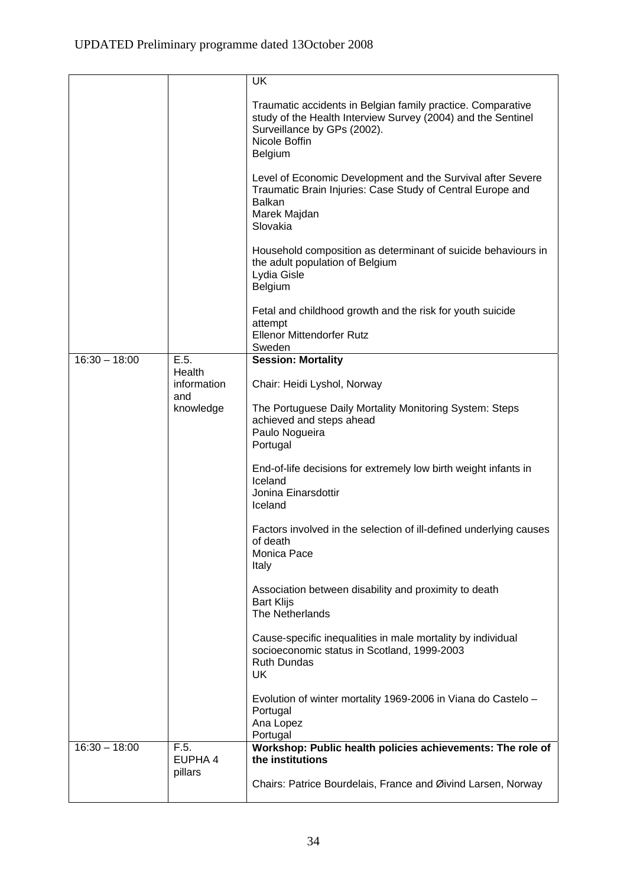UPDATED Preliminary programme dated 13October 2008

| | | |
|---|---|---|
| | | UK<br><br>Traumatic accidents in Belgian family practice. Comparative study of the Health Interview Survey (2004) and the Sentinel Surveillance by GPs (2002).<br>Nicole Boffin<br>Belgium<br><br>Level of Economic Development and the Survival after Severe Traumatic Brain Injuries: Case Study of Central Europe and Balkan<br>Marek Majdan<br>Slovakia<br><br>Household composition as determinant of suicide behaviours in the adult population of Belgium<br>Lydia Gisle<br>Belgium<br><br>Fetal and childhood growth and the risk for youth suicide attempt<br>Ellenor Mittendorfer Rutz<br>Sweden |
| 16:30 – 18:00 | E.5.<br>Health information and knowledge | **Session: Mortality**<br><br>Chair: Heidi Lyshol, Norway<br><br>The Portuguese Daily Mortality Monitoring System: Steps achieved and steps ahead<br>Paulo Nogueira<br>Portugal<br><br>End-of-life decisions for extremely low birth weight infants in Iceland<br>Jonina Einarsdottir<br>Iceland<br><br>Factors involved in the selection of ill-defined underlying causes of death<br>Monica Pace<br>Italy<br><br>Association between disability and proximity to death<br>Bart Klijs<br>The Netherlands<br><br>Cause-specific inequalities in male mortality by individual socioeconomic status in Scotland, 1999-2003<br>Ruth Dundas<br>UK<br><br>Evolution of winter mortality 1969-2006 in Viana do Castelo – Portugal<br>Ana Lopez<br>Portugal |
| 16:30 – 18:00 | F.5.<br>EUPHA 4 pillars | **Workshop: Public health policies achievements: The role of the institutions**<br><br>Chairs: Patrice Bourdelais, France and Øivind Larsen, Norway |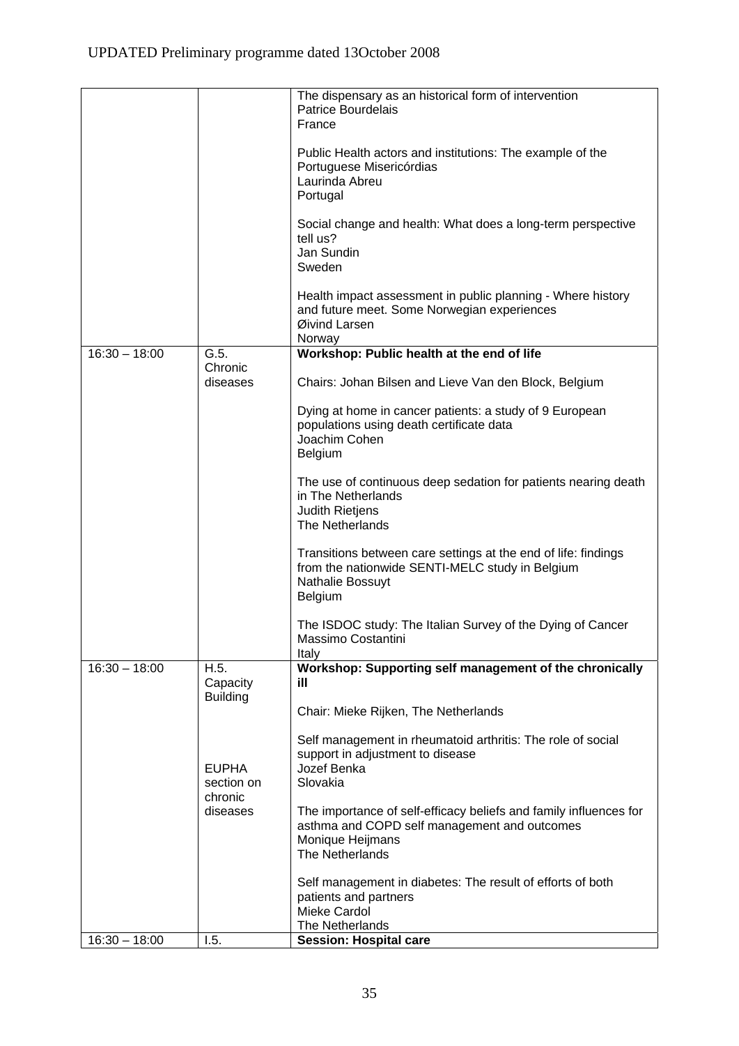UPDATED Preliminary programme dated 13October 2008

| | | |
|---|---|---|
| | | The dispensary as an historical form of intervention<br>Patrice Bourdelais<br>France<br><br>Public Health actors and institutions: The example of the Portuguese Misericórdias<br>Laurinda Abreu<br>Portugal<br><br>Social change and health: What does a long-term perspective tell us?<br>Jan Sundin<br>Sweden<br><br>Health impact assessment in public planning - Where history and future meet. Some Norwegian experiences<br>Øivind Larsen<br>Norway |
| 16:30 – 18:00 | G.5.<br>Chronic diseases | **Workshop: Public health at the end of life**<br><br>Chairs: Johan Bilsen and Lieve Van den Block, Belgium<br><br>Dying at home in cancer patients: a study of 9 European populations using death certificate data<br>Joachim Cohen<br>Belgium<br><br>The use of continuous deep sedation for patients nearing death in The Netherlands<br>Judith Rietjens<br>The Netherlands<br><br>Transitions between care settings at the end of life: findings from the nationwide SENTI-MELC study in Belgium<br>Nathalie Bossuyt<br>Belgium<br><br>The ISDOC study: The Italian Survey of the Dying of Cancer<br>Massimo Costantini<br>Italy |
| 16:30 – 18:00 | H.5.<br>Capacity Building<br><br>EUPHA section on chronic diseases | **Workshop: Supporting self management of the chronically ill**<br><br>Chair: Mieke Rijken, The Netherlands<br><br>Self management in rheumatoid arthritis: The role of social support in adjustment to disease<br>Jozef Benka<br>Slovakia<br><br>The importance of self-efficacy beliefs and family influences for asthma and COPD self management and outcomes<br>Monique Heijmans<br>The Netherlands<br><br>Self management in diabetes: The result of efforts of both patients and partners<br>Mieke Cardol<br>The Netherlands |
| 16:30 – 18:00 | I.5. | **Session: Hospital care** |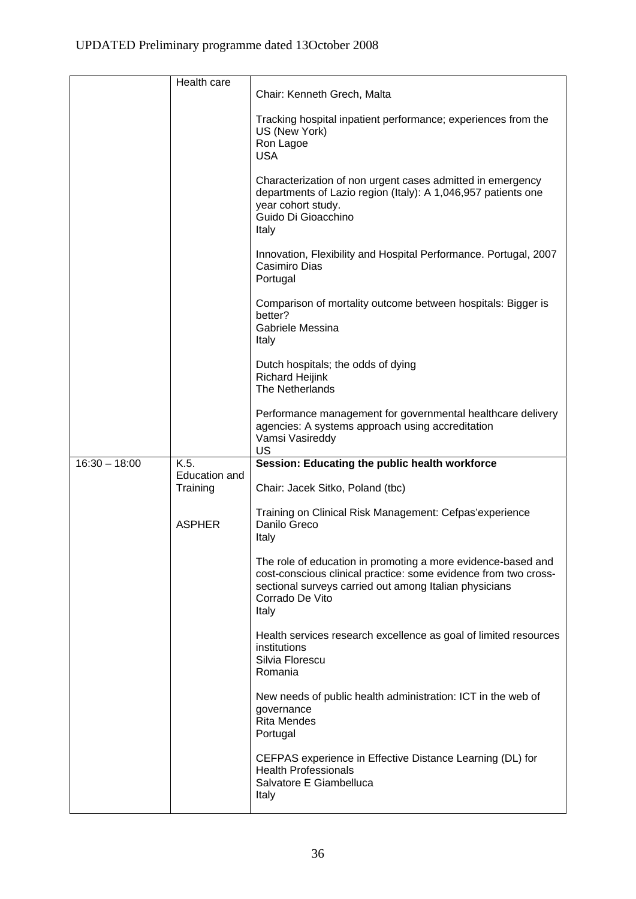| | | |
|---|---|---|
| | Health care | Chair: Kenneth Grech, Malta<br><br>Tracking hospital inpatient performance; experiences from the US (New York)<br>Ron Lagoe<br>USA<br><br>Characterization of non urgent cases admitted in emergency departments of Lazio region (Italy): A 1,046,957 patients one year cohort study.<br>Guido Di Gioacchino<br>Italy<br><br>Innovation, Flexibility and Hospital Performance. Portugal, 2007<br>Casimiro Dias<br>Portugal<br><br>Comparison of mortality outcome between hospitals: Bigger is better?<br>Gabriele Messina<br>Italy<br><br>Dutch hospitals; the odds of dying<br>Richard Heijink<br>The Netherlands<br><br>Performance management for governmental healthcare delivery agencies: A systems approach using accreditation<br>Vamsi Vasireddy<br>US |
| 16:30 – 18:00 | K.5.<br>Education and Training<br><br>ASPHER | **Session: Educating the public health workforce**<br><br>Chair: Jacek Sitko, Poland (tbc)<br><br>Training on Clinical Risk Management: Cefpas'experience<br>Danilo Greco<br>Italy<br><br>The role of education in promoting a more evidence-based and cost-conscious clinical practice: some evidence from two cross-sectional surveys carried out among Italian physicians<br>Corrado De Vito<br>Italy<br><br>Health services research excellence as goal of limited resources institutions<br>Silvia Florescu<br>Romania<br><br>New needs of public health administration: ICT in the web of governance<br>Rita Mendes<br>Portugal<br><br>CEFPAS experience in Effective Distance Learning (DL) for Health Professionals<br>Salvatore E Giambelluca<br>Italy |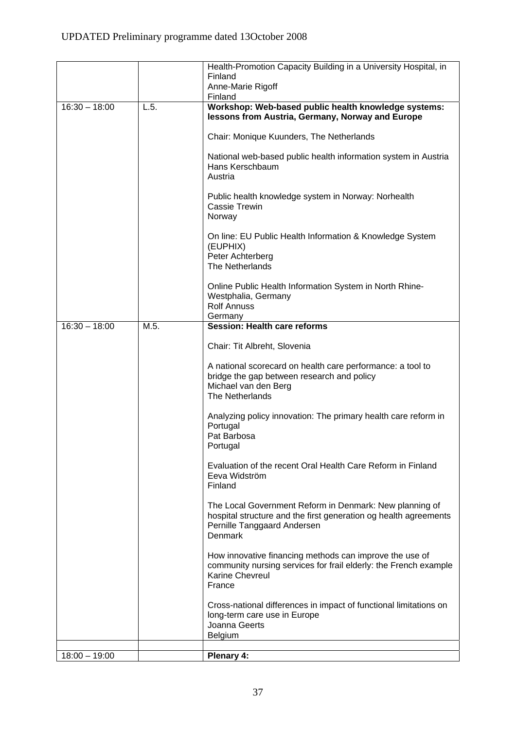UPDATED Preliminary programme dated 13October 2008

| | | |
|---|---|---|
| | | Health-Promotion Capacity Building in a University Hospital, in Finland<br>Anne-Marie Rigoff<br>Finland |
| 16:30 – 18:00 | L.5. | **Workshop: Web-based public health knowledge systems: lessons from Austria, Germany, Norway and Europe**<br><br>Chair: Monique Kuunders, The Netherlands<br><br>National web-based public health information system in Austria<br>Hans Kerschbaum<br>Austria<br><br>Public health knowledge system in Norway: Norhealth<br>Cassie Trewin<br>Norway<br><br>On line: EU Public Health Information & Knowledge System (EUPHIX)<br>Peter Achterberg<br>The Netherlands<br><br>Online Public Health Information System in North Rhine-Westphalia, Germany<br>Rolf Annuss<br>Germany |
| 16:30 – 18:00 | M.5. | **Session: Health care reforms**<br><br>Chair: Tit Albreht, Slovenia<br><br>A national scorecard on health care performance: a tool to bridge the gap between research and policy<br>Michael van den Berg<br>The Netherlands<br><br>Analyzing policy innovation: The primary health care reform in Portugal<br>Pat Barbosa<br>Portugal<br><br>Evaluation of the recent Oral Health Care Reform in Finland<br>Eeva Widström<br>Finland<br><br>The Local Government Reform in Denmark: New planning of hospital structure and the first generation og health agreements<br>Pernille Tanggaard Andersen<br>Denmark<br><br>How innovative financing methods can improve the use of community nursing services for frail elderly: the French example<br>Karine Chevreul<br>France<br><br>Cross-national differences in impact of functional limitations on long-term care use in Europe<br>Joanna Geerts<br>Belgium |
| | | |
| 18:00 – 19:00 | | **Plenary 4:** |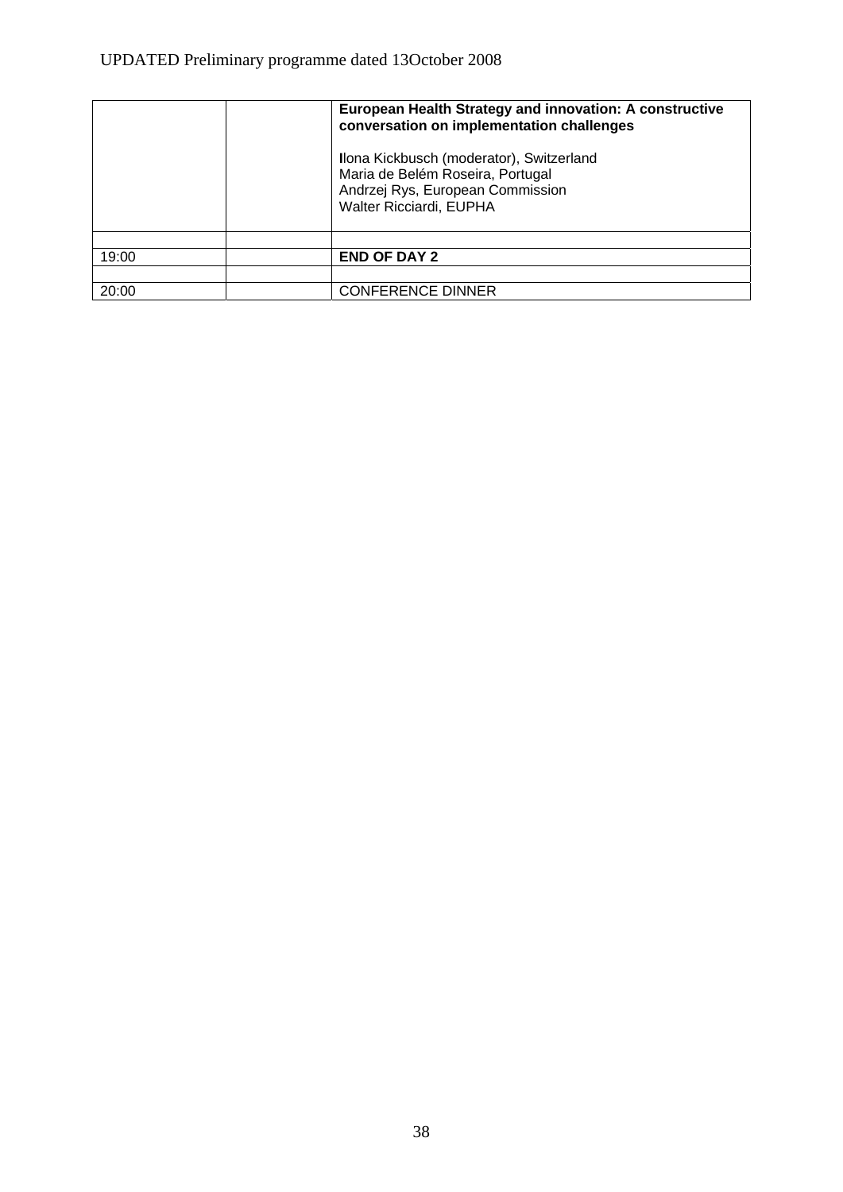| | | |
|---|---|---|
| | | **European Health Strategy and innovation: A constructive conversation on implementation challenges**<br><br>Ilona Kickbusch (moderator), Switzerland<br>Maria de Belém Roseira, Portugal<br>Andrzej Rys, European Commission<br>Walter Ricciardi, EUPHA |
| | | |
| 19:00 | | **END OF DAY 2** |
| | | |
| 20:00 | | CONFERENCE DINNER |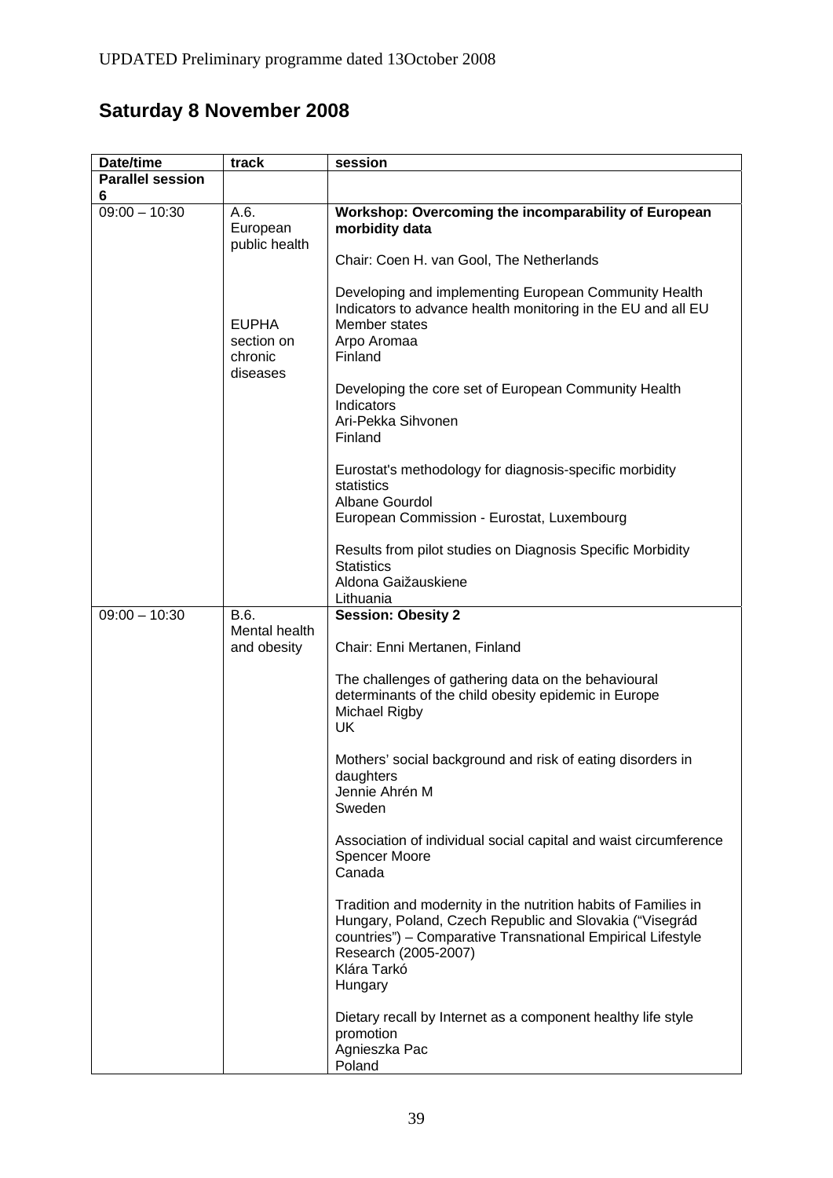UPDATED Preliminary programme dated 13October 2008

## Saturday 8 November 2008

| Date/time | track | session |
|---|---|---|
| **Parallel session 6** | | |
| 09:00 – 10:30 | A.6. European public health<br><br>EUPHA section on chronic diseases | **Workshop: Overcoming the incomparability of European morbidity data**<br><br>Chair: Coen H. van Gool, The Netherlands<br><br>Developing and implementing European Community Health Indicators to advance health monitoring in the EU and all EU Member states<br>Arpo Aromaa<br>Finland<br><br>Developing the core set of European Community Health Indicators<br>Ari-Pekka Sihvonen<br>Finland<br><br>Eurostat's methodology for diagnosis-specific morbidity statistics<br>Albane Gourdol<br>European Commission - Eurostat, Luxembourg<br><br>Results from pilot studies on Diagnosis Specific Morbidity Statistics<br>Aldona Gaižauskiene<br>Lithuania |
| 09:00 – 10:30 | B.6. Mental health and obesity | **Session: Obesity 2**<br><br>Chair: Enni Mertanen, Finland<br><br>The challenges of gathering data on the behavioural determinants of the child obesity epidemic in Europe<br>Michael Rigby<br>UK<br><br>Mothers' social background and risk of eating disorders in daughters<br>Jennie Ahrén M<br>Sweden<br><br>Association of individual social capital and waist circumference<br>Spencer Moore<br>Canada<br><br>Tradition and modernity in the nutrition habits of Families in Hungary, Poland, Czech Republic and Slovakia ("Visegrád countries") – Comparative Transnational Empirical Lifestyle Research (2005-2007)<br>Klára Tarkó<br>Hungary<br><br>Dietary recall by Internet as a component healthy life style promotion<br>Agnieszka Pac<br>Poland |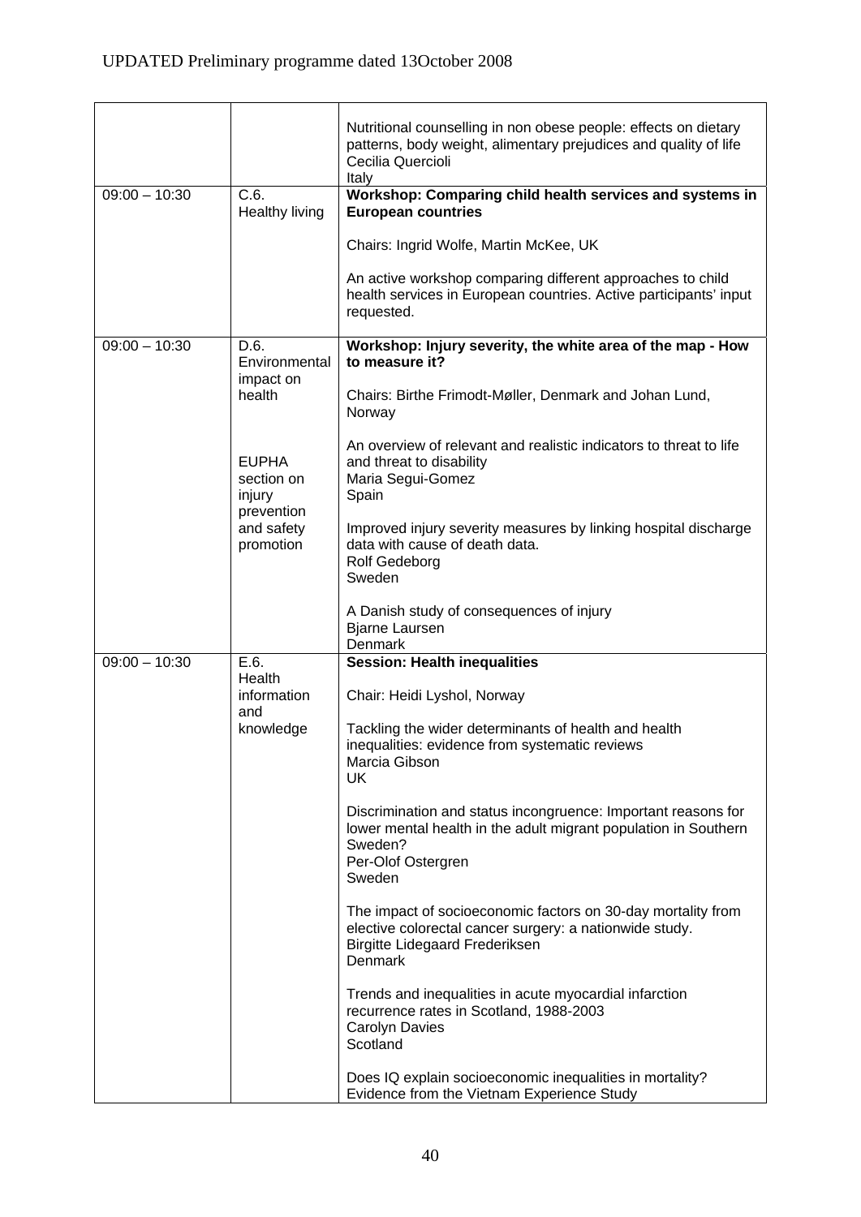UPDATED Preliminary programme dated 13October 2008

| | | |
|---|---|---|
| | | Nutritional counselling in non obese people: effects on dietary patterns, body weight, alimentary prejudices and quality of life<br>Cecilia Quercioli<br>Italy |
| 09:00 – 10:30 | C.6.<br>Healthy living | **Workshop: Comparing child health services and systems in European countries**<br><br>Chairs: Ingrid Wolfe, Martin McKee, UK<br><br>An active workshop comparing different approaches to child health services in European countries. Active participants' input requested. |
| 09:00 – 10:30 | D.6.<br>Environmental impact on health<br><br>EUPHA section on injury prevention and safety promotion | **Workshop: Injury severity, the white area of the map - How to measure it?**<br><br>Chairs: Birthe Frimodt-Møller, Denmark and Johan Lund, Norway<br><br>An overview of relevant and realistic indicators to threat to life and threat to disability<br>Maria Segui-Gomez<br>Spain<br><br>Improved injury severity measures by linking hospital discharge data with cause of death data.<br>Rolf Gedeborg<br>Sweden<br><br>A Danish study of consequences of injury<br>Bjarne Laursen<br>Denmark |
| 09:00 – 10:30 | E.6.<br>Health information and knowledge | **Session: Health inequalities**<br><br>Chair: Heidi Lyshol, Norway<br><br>Tackling the wider determinants of health and health inequalities: evidence from systematic reviews<br>Marcia Gibson<br>UK<br><br>Discrimination and status incongruence: Important reasons for lower mental health in the adult migrant population in Southern Sweden?<br>Per-Olof Ostergren<br>Sweden<br><br>The impact of socioeconomic factors on 30-day mortality from elective colorectal cancer surgery: a nationwide study.<br>Birgitte Lidegaard Frederiksen<br>Denmark<br><br>Trends and inequalities in acute myocardial infarction recurrence rates in Scotland, 1988-2003<br>Carolyn Davies<br>Scotland<br><br>Does IQ explain socioeconomic inequalities in mortality? Evidence from the Vietnam Experience Study |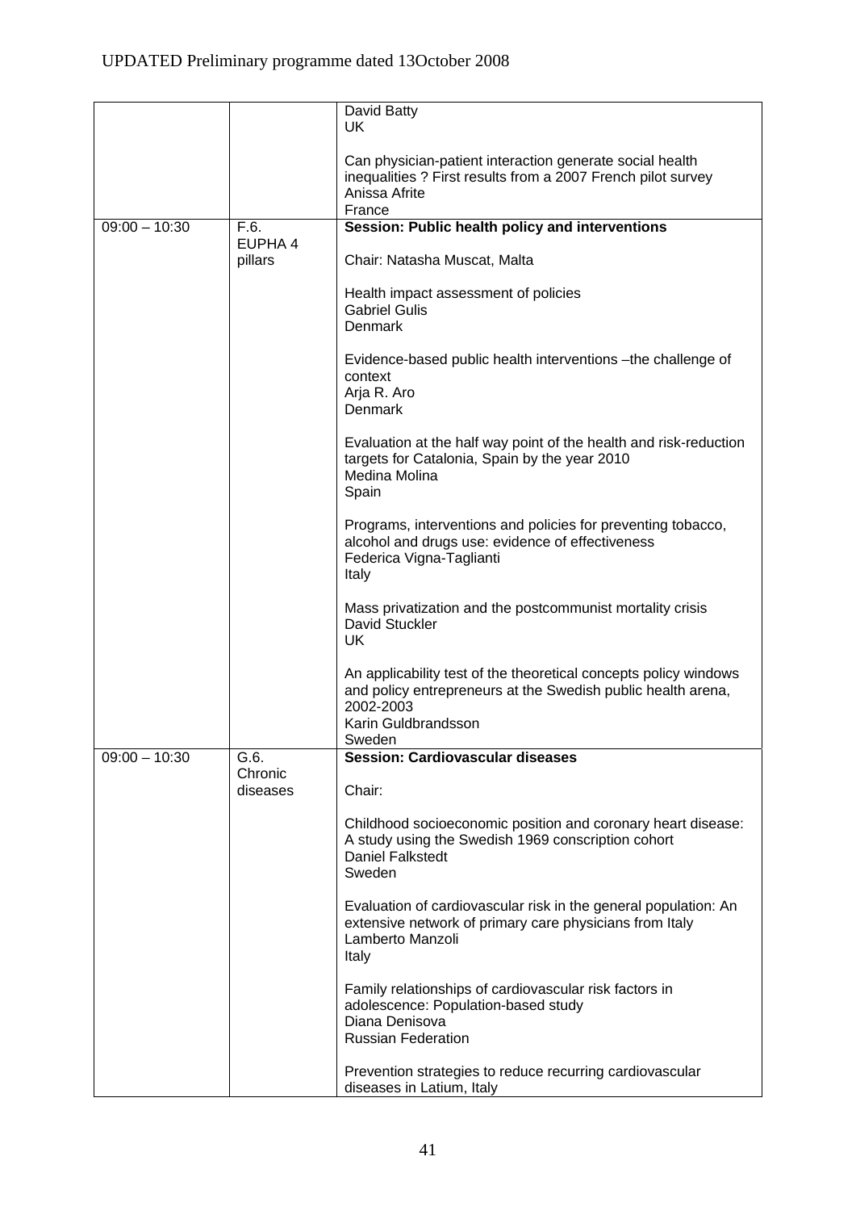| | | |
|---|---|---|
| | | David Batty<br>UK<br><br>Can physician-patient interaction generate social health inequalities ? First results from a 2007 French pilot survey<br>Anissa Afrite<br>France |
| 09:00 – 10:30 | F.6.<br>EUPHA 4 pillars | **Session: Public health policy and interventions**<br><br>Chair: Natasha Muscat, Malta<br><br>Health impact assessment of policies<br>Gabriel Gulis<br>Denmark<br><br>Evidence-based public health interventions –the challenge of context<br>Arja R. Aro<br>Denmark<br><br>Evaluation at the half way point of the health and risk-reduction targets for Catalonia, Spain by the year 2010<br>Medina Molina<br>Spain<br><br>Programs, interventions and policies for preventing tobacco, alcohol and drugs use: evidence of effectiveness<br>Federica Vigna-Taglianti<br>Italy<br><br>Mass privatization and the postcommunist mortality crisis<br>David Stuckler<br>UK<br><br>An applicability test of the theoretical concepts policy windows and policy entrepreneurs at the Swedish public health arena, 2002-2003<br>Karin Guldbrandsson<br>Sweden |
| 09:00 – 10:30 | G.6.<br>Chronic diseases | **Session: Cardiovascular diseases**<br><br>Chair:<br><br>Childhood socioeconomic position and coronary heart disease: A study using the Swedish 1969 conscription cohort<br>Daniel Falkstedt<br>Sweden<br><br>Evaluation of cardiovascular risk in the general population: An extensive network of primary care physicians from Italy<br>Lamberto Manzoli<br>Italy<br><br>Family relationships of cardiovascular risk factors in adolescence: Population-based study<br>Diana Denisova<br>Russian Federation<br><br>Prevention strategies to reduce recurring cardiovascular diseases in Latium, Italy |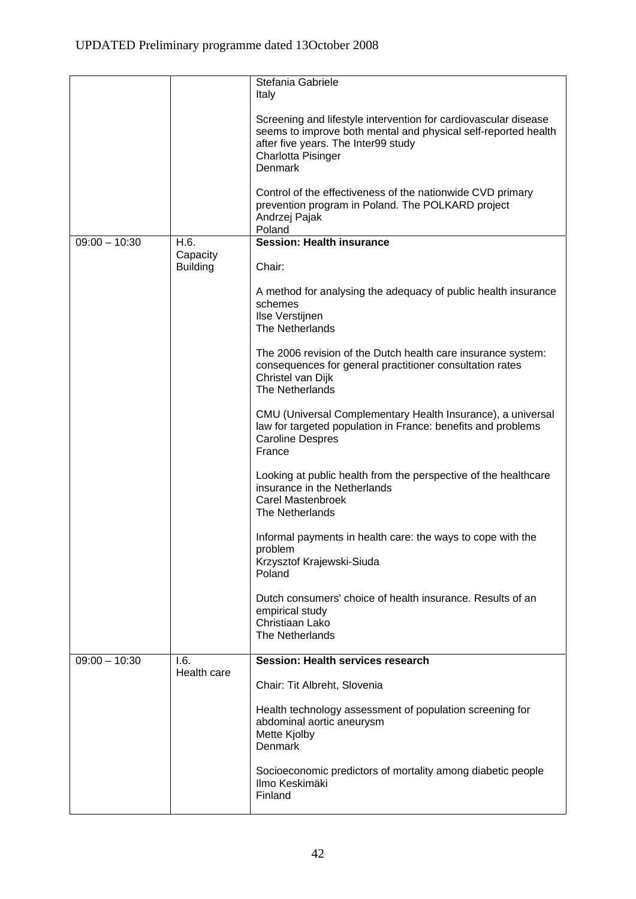| | | |
|---|---|---|
| | | Stefania Gabriele<br>Italy<br><br>Screening and lifestyle intervention for cardiovascular disease seems to improve both mental and physical self-reported health after five years. The Inter99 study<br>Charlotta Pisinger<br>Denmark<br><br>Control of the effectiveness of the nationwide CVD primary prevention program in Poland. The POLKARD project<br>Andrzej Pajak<br>Poland |
| 09:00 – 10:30 | H.6.<br>Capacity Building | **Session: Health insurance**<br><br>Chair:<br><br>A method for analysing the adequacy of public health insurance schemes<br>Ilse Verstijnen<br>The Netherlands<br><br>The 2006 revision of the Dutch health care insurance system: consequences for general practitioner consultation rates<br>Christel van Dijk<br>The Netherlands<br><br>CMU (Universal Complementary Health Insurance), a universal law for targeted population in France: benefits and problems<br>Caroline Despres<br>France<br><br>Looking at public health from the perspective of the healthcare insurance in the Netherlands<br>Carel Mastenbroek<br>The Netherlands<br><br>Informal payments in health care: the ways to cope with the problem<br>Krzysztof Krajewski-Siuda<br>Poland<br><br>Dutch consumers' choice of health insurance. Results of an empirical study<br>Christiaan Lako<br>The Netherlands |
| 09:00 – 10:30 | I.6.<br>Health care | **Session: Health services research**<br><br>Chair: Tit Albreht, Slovenia<br><br>Health technology assessment of population screening for abdominal aortic aneurysm<br>Mette Kjolby<br>Denmark<br><br>Socioeconomic predictors of mortality among diabetic people<br>Ilmo Keskimäki<br>Finland |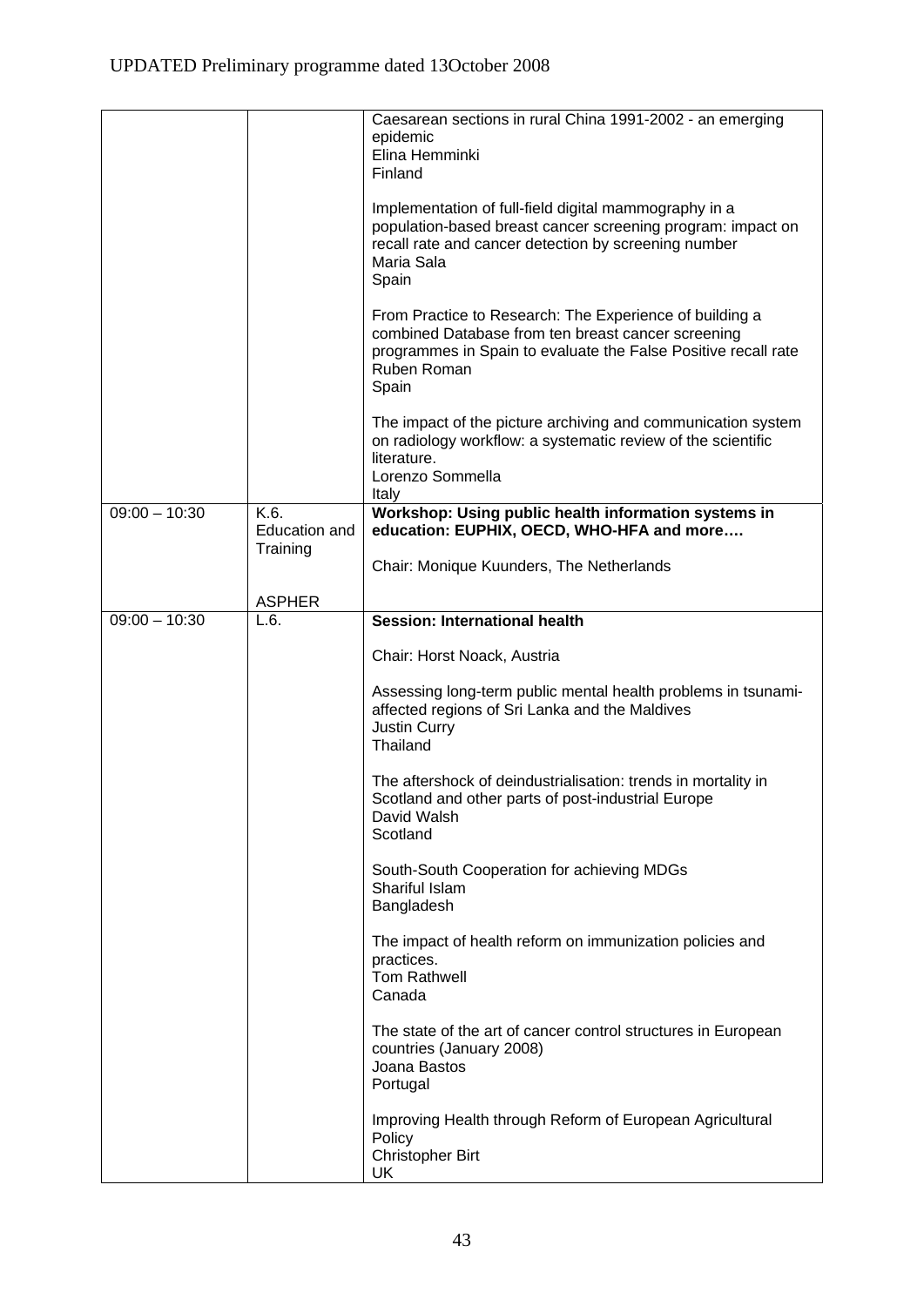| | | |
|---|---|---|
| | | Caesarean sections in rural China 1991-2002 - an emerging epidemic<br>Elina Hemminki<br>Finland<br><br>Implementation of full-field digital mammography in a population-based breast cancer screening program: impact on recall rate and cancer detection by screening number<br>Maria Sala<br>Spain<br><br>From Practice to Research: The Experience of building a combined Database from ten breast cancer screening programmes in Spain to evaluate the False Positive recall rate<br>Ruben Roman<br>Spain<br><br>The impact of the picture archiving and communication system on radiology workflow: a systematic review of the scientific literature.<br>Lorenzo Sommella<br>Italy |
| 09:00 – 10:30 | K.6.<br>Education and Training<br><br>ASPHER | **Workshop: Using public health information systems in education: EUPHIX, OECD, WHO-HFA and more….**<br><br>Chair: Monique Kuunders, The Netherlands |
| 09:00 – 10:30 | L.6. | **Session: International health**<br><br>Chair: Horst Noack, Austria<br><br>Assessing long-term public mental health problems in tsunami-affected regions of Sri Lanka and the Maldives<br>Justin Curry<br>Thailand<br><br>The aftershock of deindustrialisation: trends in mortality in Scotland and other parts of post-industrial Europe<br>David Walsh<br>Scotland<br><br>South-South Cooperation for achieving MDGs<br>Shariful Islam<br>Bangladesh<br><br>The impact of health reform on immunization policies and practices.<br>Tom Rathwell<br>Canada<br><br>The state of the art of cancer control structures in European countries (January 2008)<br>Joana Bastos<br>Portugal<br><br>Improving Health through Reform of European Agricultural Policy<br>Christopher Birt<br>UK |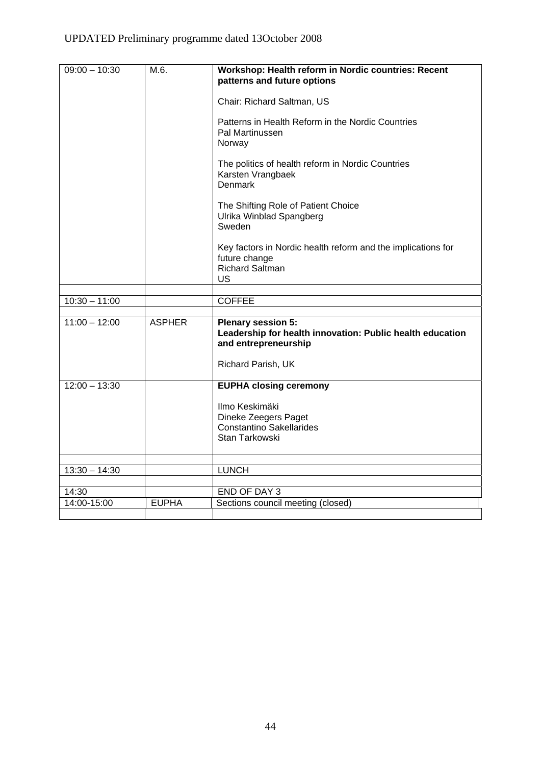UPDATED Preliminary programme dated 13October 2008

| | | |
|---|---|---|
| 09:00 – 10:30 | M.6. | **Workshop: Health reform in Nordic countries: Recent patterns and future options**<br><br>Chair: Richard Saltman, US<br><br>Patterns in Health Reform in the Nordic Countries<br>Pal Martinussen<br>Norway<br><br>The politics of health reform in Nordic Countries<br>Karsten Vrangbaek<br>Denmark<br><br>The Shifting Role of Patient Choice<br>Ulrika Winblad Spangberg<br>Sweden<br><br>Key factors in Nordic health reform and the implications for future change<br>Richard Saltman<br>US |
| | | |
| 10:30 – 11:00 | | COFFEE |
| | | |
| 11:00 – 12:00 | ASPHER | **Plenary session 5:**<br>**Leadership for health innovation: Public health education and entrepreneurship**<br><br>Richard Parish, UK |
| 12:00 – 13:30 | | **EUPHA closing ceremony**<br><br>Ilmo Keskimäki<br>Dineke Zeegers Paget<br>Constantino Sakellarides<br>Stan Tarkowski |
| | | |
| 13:30 – 14:30 | | LUNCH |
| | | |
| 14:30 | | END OF DAY 3 |
| 14:00-15:00 | EUPHA | Sections council meeting (closed) |
| | | |